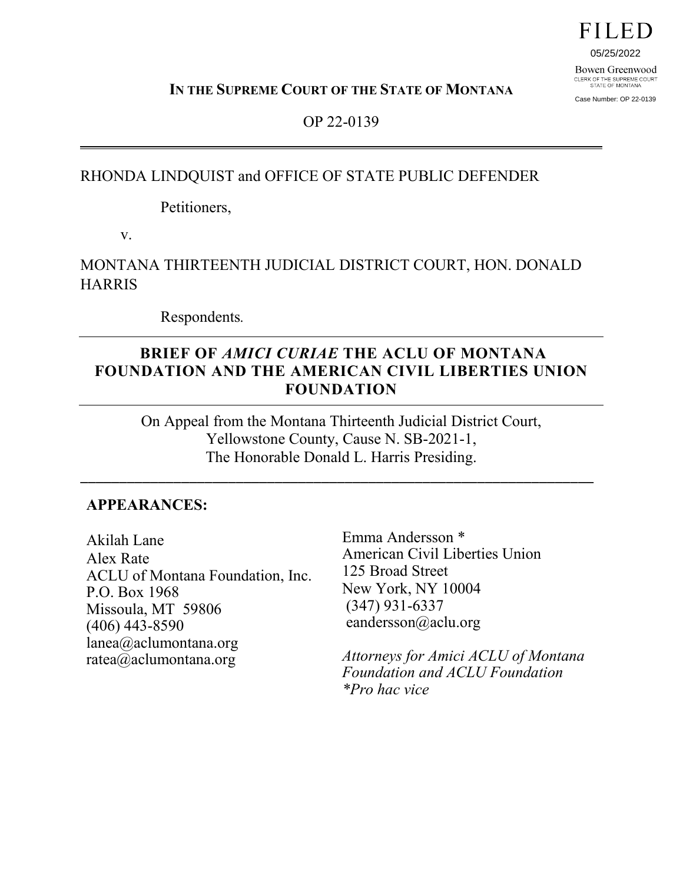FILED

05/25/2022

Bowen Greenwood
CLERK OF THE SUPREME COURT
STATE OF MONTANA

Case Number: OP 22-0139

**IN THE SUPREME COURT OF THE STATE OF MONTANA**

OP 22-0139

---

RHONDA LINDQUIST and OFFICE OF STATE PUBLIC DEFENDER

Petitioners,

v.

MONTANA THIRTEENTH JUDICIAL DISTRICT COURT, HON. DONALD HARRIS

Respondents.

---

**BRIEF OF *AMICI CURIAE* THE ACLU OF MONTANA FOUNDATION AND THE AMERICAN CIVIL LIBERTIES UNION FOUNDATION**

---

On Appeal from the Montana Thirteenth Judicial District Court,
Yellowstone County, Cause N. SB-2021-1,
The Honorable Donald L. Harris Presiding.

---

**APPEARANCES:**

Akilah Lane
Alex Rate
ACLU of Montana Foundation, Inc.
P.O. Box 1968
Missoula, MT 59806
(406) 443-8590
lanea@aclumontana.org
ratea@aclumontana.org

Emma Andersson *
American Civil Liberties Union
125 Broad Street
New York, NY 10004
(347) 931-6337
eandersson@aclu.org

*Attorneys for Amici ACLU of Montana Foundation and ACLU Foundation*
*\*Pro hac vice*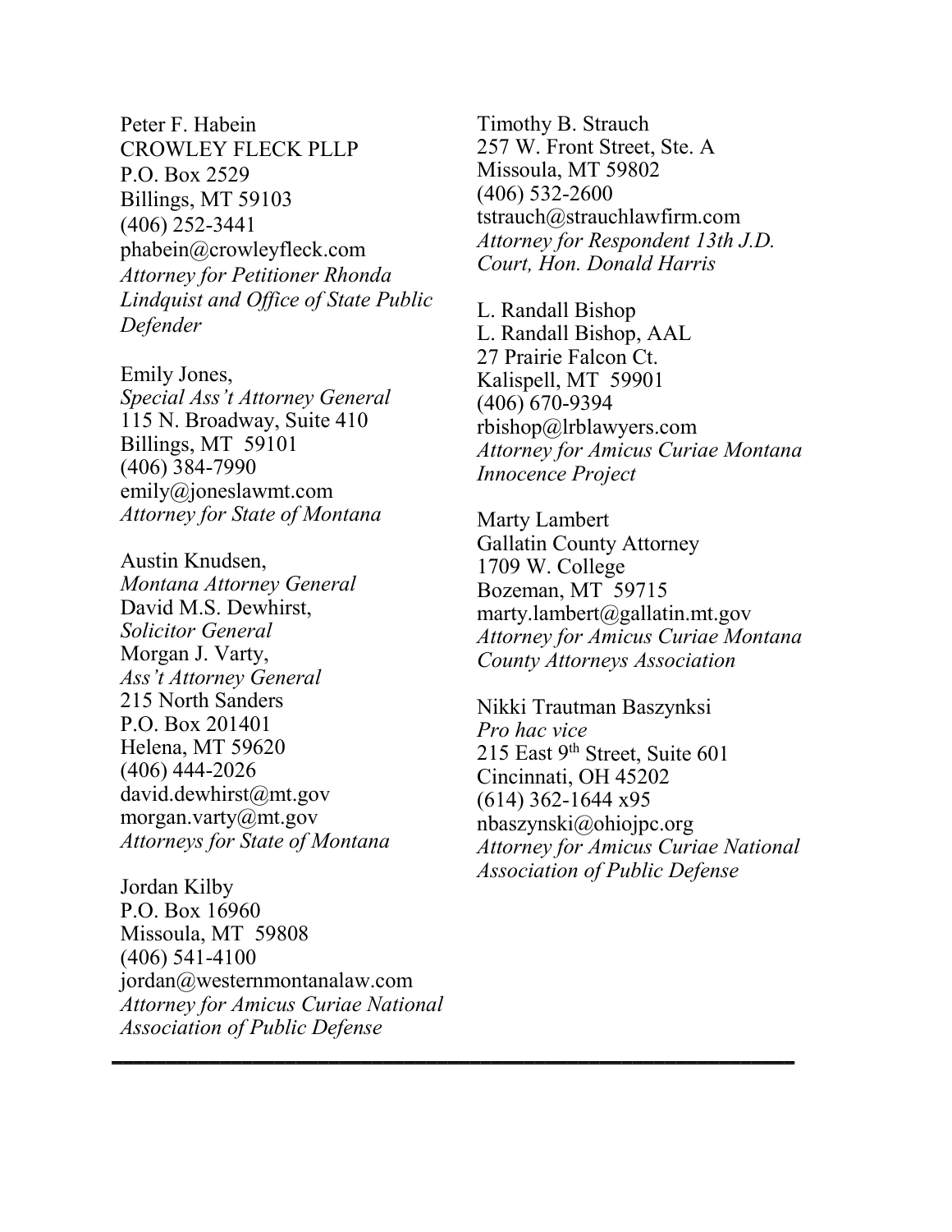Peter F. Habein
CROWLEY FLECK PLLP
P.O. Box 2529
Billings, MT 59103
(406) 252-3441
phabein@crowleyfleck.com
*Attorney for Petitioner Rhonda Lindquist and Office of State Public Defender*

Emily Jones,
*Special Ass't Attorney General*
115 N. Broadway, Suite 410
Billings, MT 59101
(406) 384-7990
emily@joneslawmt.com
*Attorney for State of Montana*

Austin Knudsen,
*Montana Attorney General*
David M.S. Dewhirst,
*Solicitor General*
Morgan J. Varty,
*Ass't Attorney General*
215 North Sanders
P.O. Box 201401
Helena, MT 59620
(406) 444-2026
david.dewhirst@mt.gov
morgan.varty@mt.gov
*Attorneys for State of Montana*

Jordan Kilby
P.O. Box 16960
Missoula, MT 59808
(406) 541-4100
jordan@westernmontanalaw.com
*Attorney for Amicus Curiae National Association of Public Defense*

Timothy B. Strauch
257 W. Front Street, Ste. A
Missoula, MT 59802
(406) 532-2600
tstrauch@strauchlawfirm.com
*Attorney for Respondent 13th J.D. Court, Hon. Donald Harris*

L. Randall Bishop
L. Randall Bishop, AAL
27 Prairie Falcon Ct.
Kalispell, MT 59901
(406) 670-9394
rbishop@lrblawyers.com
*Attorney for Amicus Curiae Montana Innocence Project*

Marty Lambert
Gallatin County Attorney
1709 W. College
Bozeman, MT 59715
marty.lambert@gallatin.mt.gov
*Attorney for Amicus Curiae Montana County Attorneys Association*

Nikki Trautman Baszynksi
*Pro hac vice*
215 East 9th Street, Suite 601
Cincinnati, OH 45202
(614) 362-1644 x95
nbaszynski@ohiojpc.org
*Attorney for Amicus Curiae National Association of Public Defense*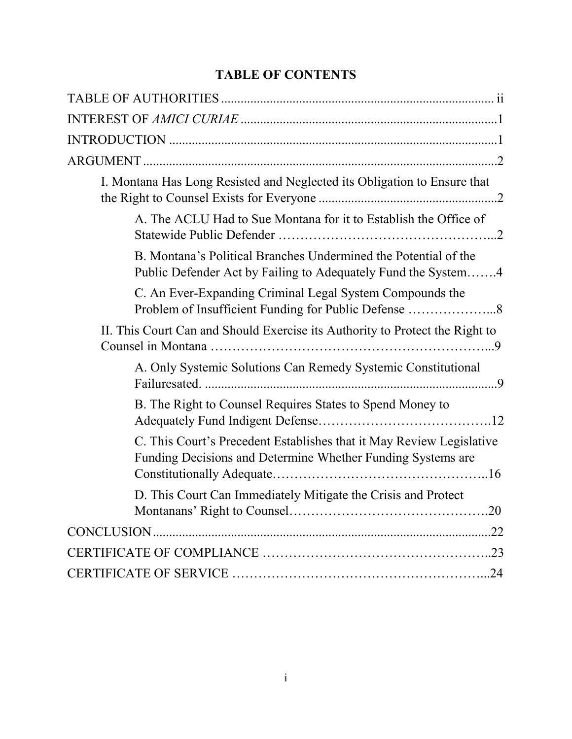# TABLE OF CONTENTS

TABLE OF AUTHORITIES .................................................................................. ii

INTEREST OF *AMICI CURIAE* ..............................................................................1

INTRODUCTION ....................................................................................................1

ARGUMENT ............................................................................................................2

- I. Montana Has Long Resisted and Neglected its Obligation to Ensure that the Right to Counsel Exists for Everyone .......................................................2
  - A. The ACLU Had to Sue Montana for it to Establish the Office of Statewide Public Defender ………………………………………...2
  - B. Montana's Political Branches Undermined the Potential of the Public Defender Act by Failing to Adequately Fund the System…….4
  - C. An Ever-Expanding Criminal Legal System Compounds the Problem of Insufficient Funding for Public Defense ………………...8
- II. This Court Can and Should Exercise its Authority to Protect the Right to Counsel in Montana …………………………………………………...9
  - A. Only Systemic Solutions Can Remedy Systemic Constitutional Failuresated. ..........................................................................................9
  - B. The Right to Counsel Requires States to Spend Money to Adequately Fund Indigent Defense………………………………….12
  - C. This Court's Precedent Establishes that it May Review Legislative Funding Decisions and Determine Whether Funding Systems are Constitutionally Adequate………………………………………..16
  - D. This Court Can Immediately Mitigate the Crisis and Protect Montanans' Right to Counsel……………………………………….20

CONCLUSION.......................................................................................................22

CERTIFICATE OF COMPLIANCE …………………………………………...23

CERTIFICATE OF SERVICE …………………………………………………...24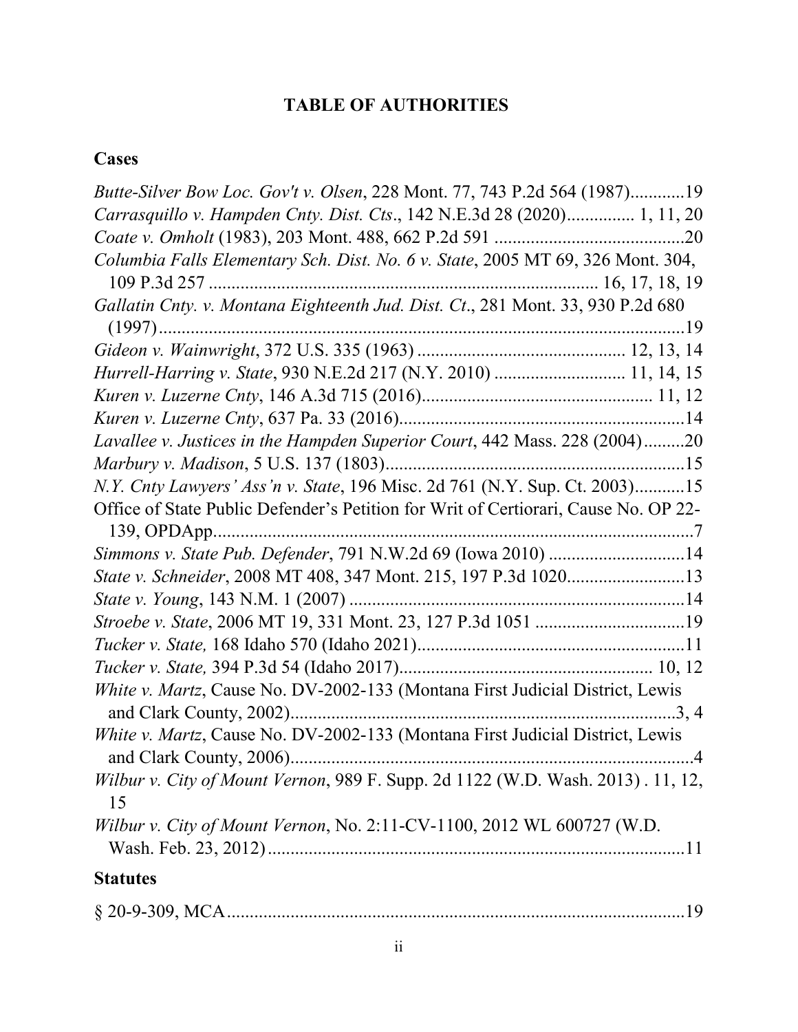# TABLE OF AUTHORITIES

## Cases

*Butte-Silver Bow Loc. Gov't v. Olsen*, 228 Mont. 77, 743 P.2d 564 (1987)............19

*Carrasquillo v. Hampden Cnty. Dist. Cts*., 142 N.E.3d 28 (2020)............... 1, 11, 20

*Coate v. Omholt* (1983), 203 Mont. 488, 662 P.2d 591 ..........................................20

*Columbia Falls Elementary Sch. Dist. No. 6 v. State*, 2005 MT 69, 326 Mont. 304, 109 P.3d 257 ..................................................................................... 16, 17, 18, 19

*Gallatin Cnty. v. Montana Eighteenth Jud. Dist. Ct*., 281 Mont. 33, 930 P.2d 680 (1997)....................................................................................................................19

*Gideon v. Wainwright*, 372 U.S. 335 (1963) ............................................. 12, 13, 14

*Hurrell-Harring v. State*, 930 N.E.2d 217 (N.Y. 2010) ............................ 11, 14, 15

*Kuren v. Luzerne Cnty*, 146 A.3d 715 (2016).................................................. 11, 12

*Kuren v. Luzerne Cnty*, 637 Pa. 33 (2016)...............................................................14

*Lavallee v. Justices in the Hampden Superior Court*, 442 Mass. 228 (2004).........20

*Marbury v. Madison*, 5 U.S. 137 (1803)..................................................................15

*N.Y. Cnty Lawyers' Ass'n v. State*, 196 Misc. 2d 761 (N.Y. Sup. Ct. 2003)...........15

Office of State Public Defender's Petition for Writ of Certiorari, Cause No. OP 22-139, OPDApp.........................................................................................................7

*Simmons v. State Pub. Defender*, 791 N.W.2d 69 (Iowa 2010) ..............................14

*State v. Schneider*, 2008 MT 408, 347 Mont. 215, 197 P.3d 1020..........................13

*State v. Young*, 143 N.M. 1 (2007) ..........................................................................14

*Stroebe v. State*, 2006 MT 19, 331 Mont. 23, 127 P.3d 1051 .................................19

*Tucker v. State,* 168 Idaho 570 (Idaho 2021)...........................................................11

*Tucker v. State,* 394 P.3d 54 (Idaho 2017)....................................................... 10, 12

*White v. Martz*, Cause No. DV-2002-133 (Montana First Judicial District, Lewis and Clark County, 2002)......................................................................................3, 4

*White v. Martz*, Cause No. DV-2002-133 (Montana First Judicial District, Lewis and Clark County, 2006).........................................................................................4

*Wilbur v. City of Mount Vernon*, 989 F. Supp. 2d 1122 (W.D. Wash. 2013) . 11, 12, 15

*Wilbur v. City of Mount Vernon*, No. 2:11-CV-1100, 2012 WL 600727 (W.D. Wash. Feb. 23, 2012)............................................................................................11

## Statutes

§ 20-9-309, MCA.....................................................................................................19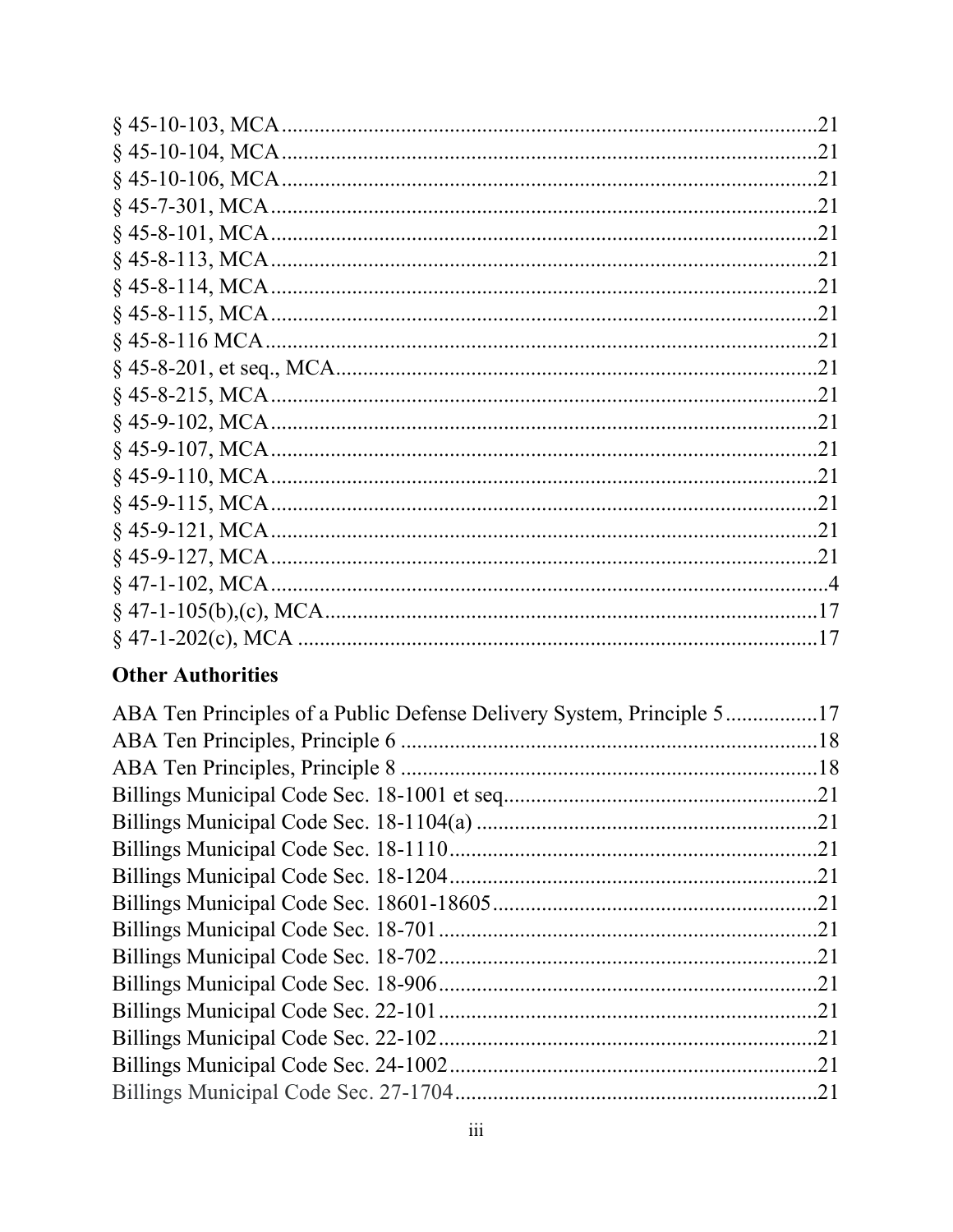§ 45-10-103, MCA....................................................................................................21
§ 45-10-104, MCA....................................................................................................21
§ 45-10-106, MCA....................................................................................................21
§ 45-7-301, MCA......................................................................................................21
§ 45-8-101, MCA......................................................................................................21
§ 45-8-113, MCA......................................................................................................21
§ 45-8-114, MCA......................................................................................................21
§ 45-8-115, MCA......................................................................................................21
§ 45-8-116 MCA.......................................................................................................21
§ 45-8-201, et seq., MCA..........................................................................................21
§ 45-8-215, MCA......................................................................................................21
§ 45-9-102, MCA......................................................................................................21
§ 45-9-107, MCA......................................................................................................21
§ 45-9-110, MCA......................................................................................................21
§ 45-9-115, MCA......................................................................................................21
§ 45-9-121, MCA......................................................................................................21
§ 45-9-127, MCA......................................................................................................21
§ 47-1-102, MCA........................................................................................................4
§ 47-1-105(b),(c), MCA............................................................................................17
§ 47-1-202(c), MCA .................................................................................................17

**Other Authorities**

ABA Ten Principles of a Public Defense Delivery System, Principle 5.................17
ABA Ten Principles, Principle 6 .............................................................................18
ABA Ten Principles, Principle 8 .............................................................................18
Billings Municipal Code Sec. 18-1001 et seq..........................................................21
Billings Municipal Code Sec. 18-1104(a) ...............................................................21
Billings Municipal Code Sec. 18-1110....................................................................21
Billings Municipal Code Sec. 18-1204....................................................................21
Billings Municipal Code Sec. 18601-18605............................................................21
Billings Municipal Code Sec. 18-701......................................................................21
Billings Municipal Code Sec. 18-702......................................................................21
Billings Municipal Code Sec. 18-906......................................................................21
Billings Municipal Code Sec. 22-101......................................................................21
Billings Municipal Code Sec. 22-102......................................................................21
Billings Municipal Code Sec. 24-1002....................................................................21
Billings Municipal Code Sec. 27-1704....................................................................21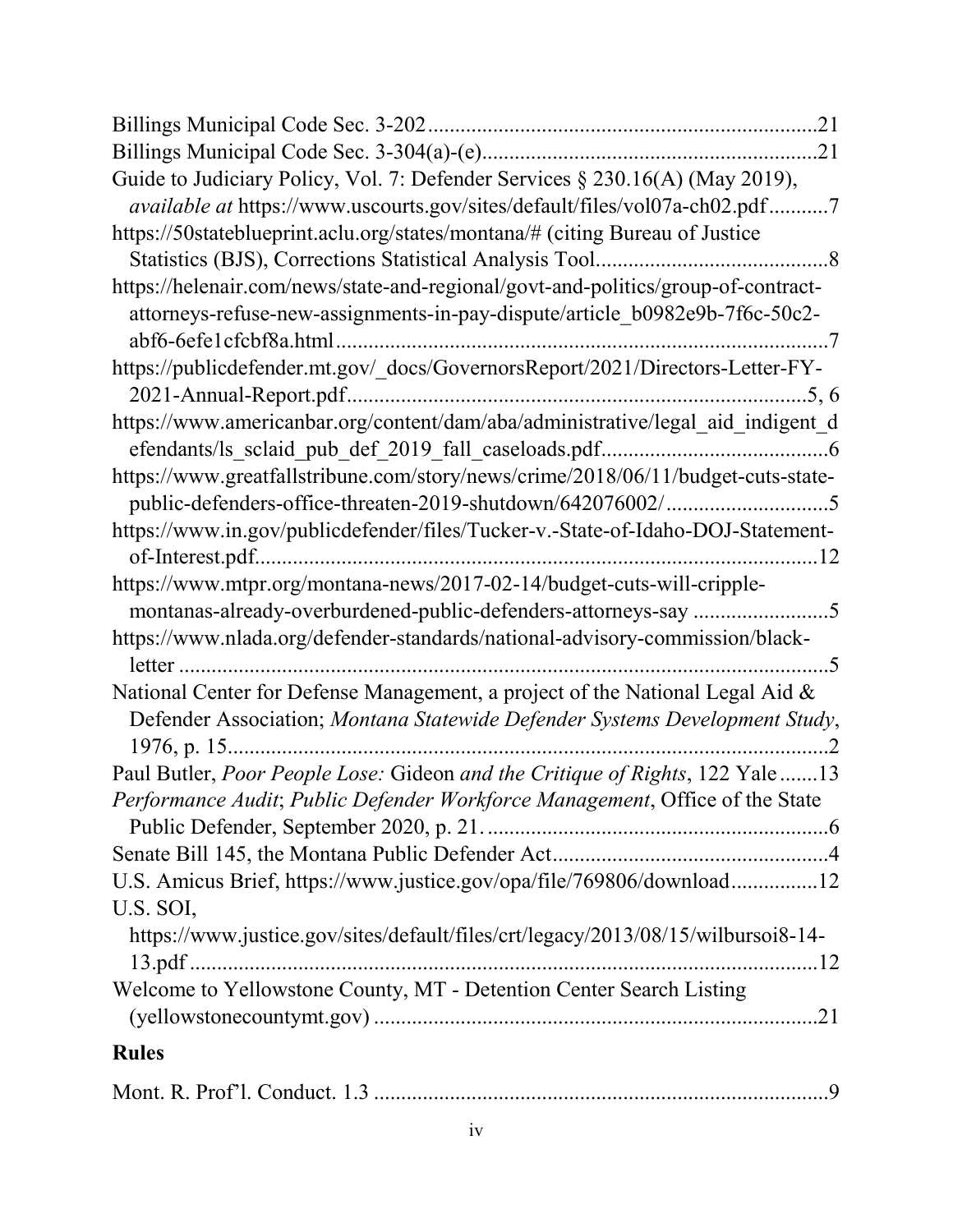Billings Municipal Code Sec. 3-202 ........................................................................21

Billings Municipal Code Sec. 3-304(a)-(e)..............................................................21

Guide to Judiciary Policy, Vol. 7: Defender Services § 230.16(A) (May 2019), *available at* https://www.uscourts.gov/sites/default/files/vol07a-ch02.pdf...........7

https://50stateblueprint.aclu.org/states/montana/# (citing Bureau of Justice Statistics (BJS), Corrections Statistical Analysis Tool..........................................8

https://helenair.com/news/state-and-regional/govt-and-politics/group-of-contract-attorneys-refuse-new-assignments-in-pay-dispute/article_b0982e9b-7f6c-50c2-abf6-6efe1cfcbf8a.html..........................................................................................7

https://publicdefender.mt.gov/_docs/GovernorsReport/2021/Directors-Letter-FY-2021-Annual-Report.pdf....................................................................................5, 6

https://www.americanbar.org/content/dam/aba/administrative/legal_aid_indigent_defendants/ls_sclaid_pub_def_2019_fall_caseloads.pdf..........................................6

https://www.greatfallstribune.com/story/news/crime/2018/06/11/budget-cuts-state-public-defenders-office-threaten-2019-shutdown/642076002/..............................5

https://www.in.gov/publicdefender/files/Tucker-v.-State-of-Idaho-DOJ-Statement-of-Interest.pdf.......................................................................................................12

https://www.mtpr.org/montana-news/2017-02-14/budget-cuts-will-cripple-montanas-already-overburdened-public-defenders-attorneys-say .........................5

https://www.nlada.org/defender-standards/national-advisory-commission/black-letter ..........................................................................................................................5

National Center for Defense Management, a project of the National Legal Aid & Defender Association; *Montana Statewide Defender Systems Development Study*, 1976, p. 15...............................................................................................................2

Paul Butler, *Poor People Lose:* Gideon *and the Critique of Rights*, 122 Yale .......13

*Performance Audit*; *Public Defender Workforce Management*, Office of the State Public Defender, September 2020, p. 21. ...............................................................6

Senate Bill 145, the Montana Public Defender Act...................................................4

U.S. Amicus Brief, https://www.justice.gov/opa/file/769806/download................12

U.S. SOI, https://www.justice.gov/sites/default/files/crt/legacy/2013/08/15/wilbursoi8-14-13.pdf ....................................................................................................................12

Welcome to Yellowstone County, MT - Detention Center Search Listing (yellowstonecountymt.gov) .................................................................................21

## Rules

Mont. R. Prof'l. Conduct. 1.3 ...................................................................................9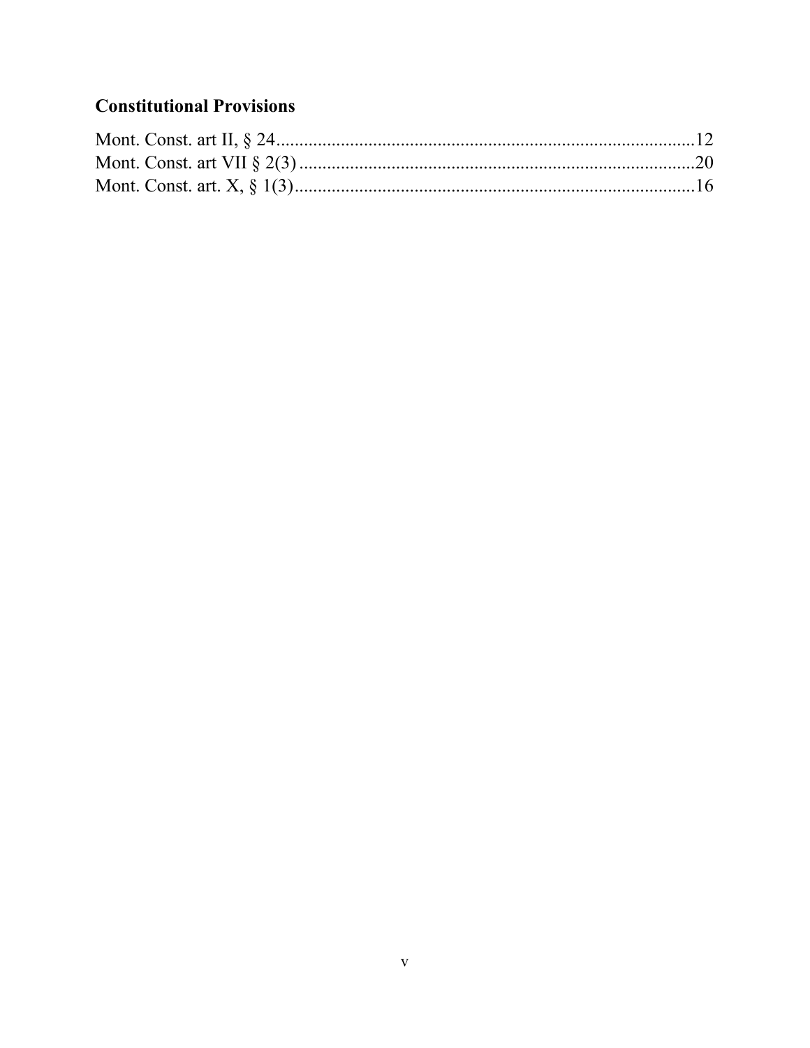**Constitutional Provisions**

Mont. Const. art II, § 24..........................................................................................12
Mont. Const. art VII § 2(3) .....................................................................................20
Mont. Const. art. X, § 1(3)......................................................................................16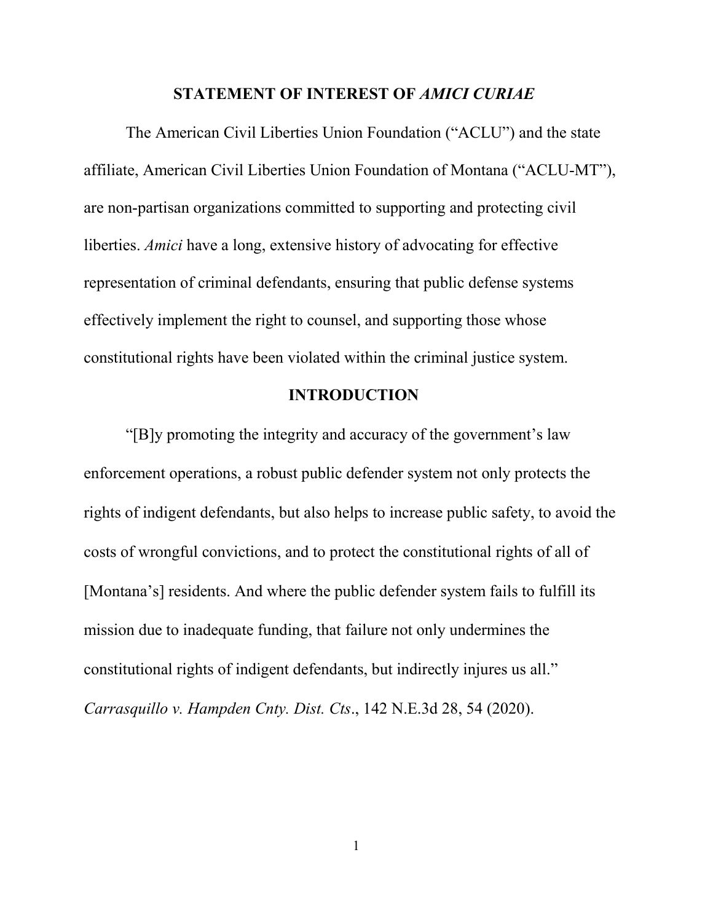## STATEMENT OF INTEREST OF *AMICI CURIAE*

The American Civil Liberties Union Foundation ("ACLU") and the state affiliate, American Civil Liberties Union Foundation of Montana ("ACLU-MT"), are non-partisan organizations committed to supporting and protecting civil liberties. *Amici* have a long, extensive history of advocating for effective representation of criminal defendants, ensuring that public defense systems effectively implement the right to counsel, and supporting those whose constitutional rights have been violated within the criminal justice system.

## INTRODUCTION

"[B]y promoting the integrity and accuracy of the government's law enforcement operations, a robust public defender system not only protects the rights of indigent defendants, but also helps to increase public safety, to avoid the costs of wrongful convictions, and to protect the constitutional rights of all of [Montana's] residents. And where the public defender system fails to fulfill its mission due to inadequate funding, that failure not only undermines the constitutional rights of indigent defendants, but indirectly injures us all." *Carrasquillo v. Hampden Cnty. Dist. Cts*., 142 N.E.3d 28, 54 (2020).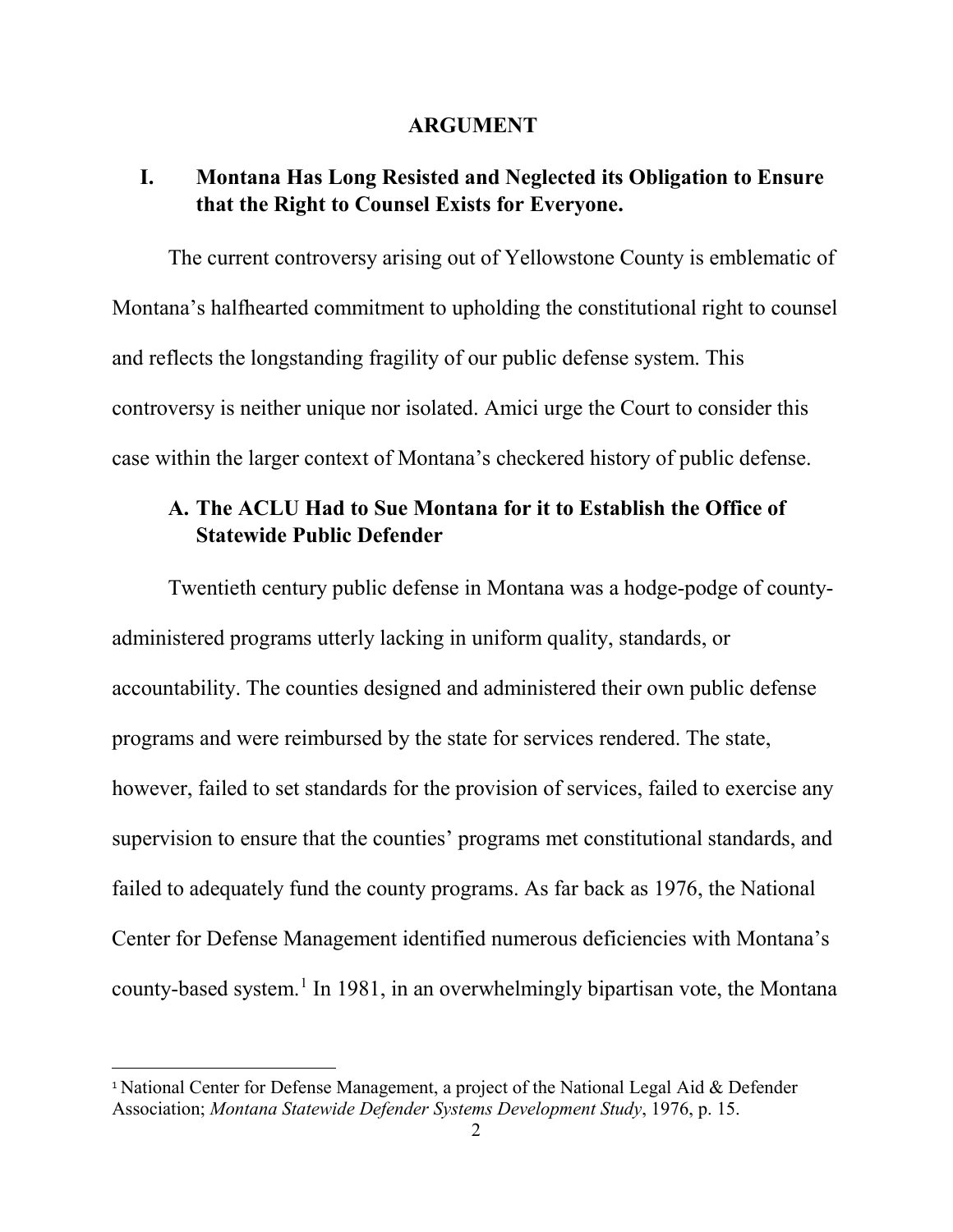## ARGUMENT

### I. Montana Has Long Resisted and Neglected its Obligation to Ensure that the Right to Counsel Exists for Everyone.

The current controversy arising out of Yellowstone County is emblematic of Montana's halfhearted commitment to upholding the constitutional right to counsel and reflects the longstanding fragility of our public defense system. This controversy is neither unique nor isolated. Amici urge the Court to consider this case within the larger context of Montana's checkered history of public defense.

#### A. The ACLU Had to Sue Montana for it to Establish the Office of Statewide Public Defender

Twentieth century public defense in Montana was a hodge-podge of county-administered programs utterly lacking in uniform quality, standards, or accountability. The counties designed and administered their own public defense programs and were reimbursed by the state for services rendered. The state, however, failed to set standards for the provision of services, failed to exercise any supervision to ensure that the counties' programs met constitutional standards, and failed to adequately fund the county programs. As far back as 1976, the National Center for Defense Management identified numerous deficiencies with Montana's county-based system.[1] In 1981, in an overwhelmingly bipartisan vote, the Montana

[1] National Center for Defense Management, a project of the National Legal Aid & Defender Association; *Montana Statewide Defender Systems Development Study*, 1976, p. 15.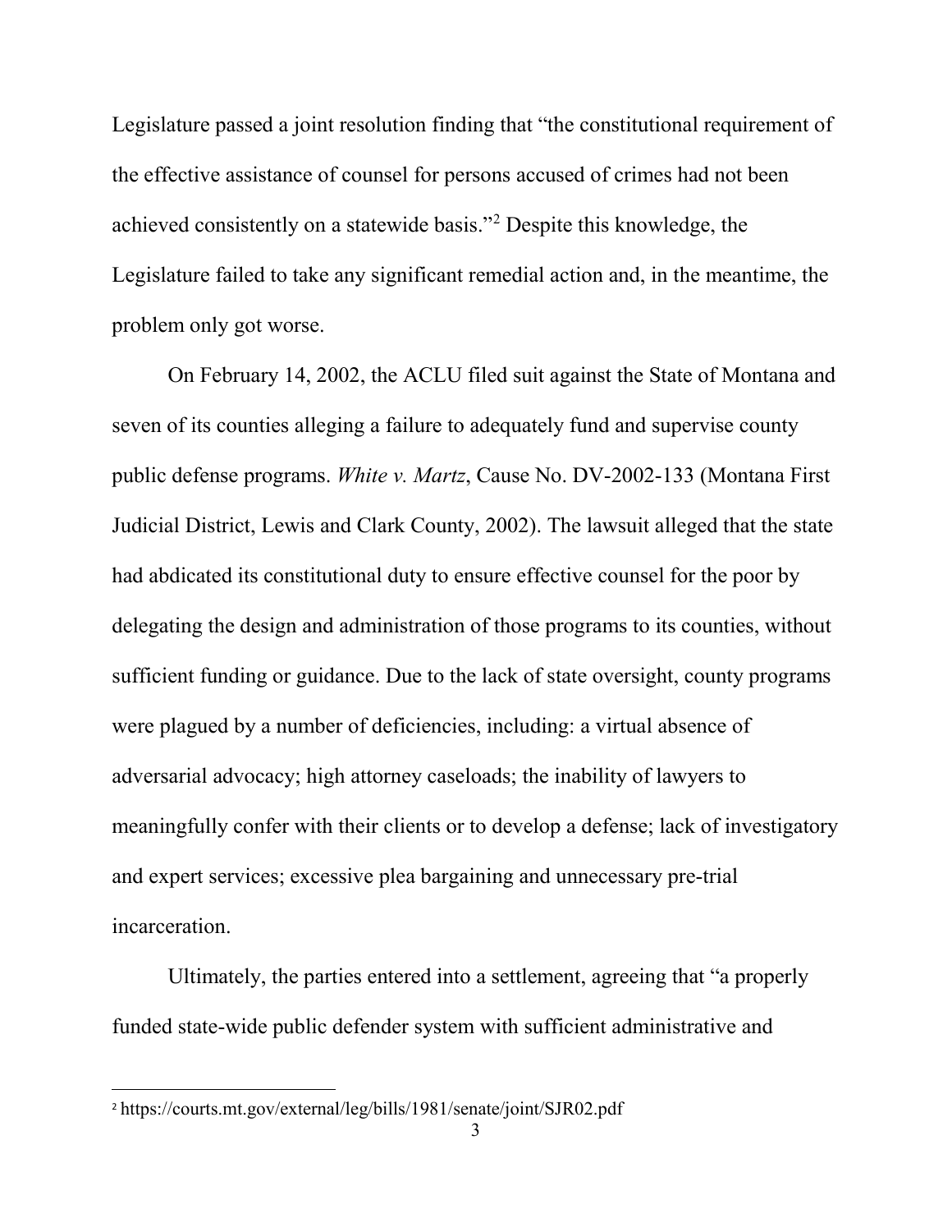Legislature passed a joint resolution finding that "the constitutional requirement of the effective assistance of counsel for persons accused of crimes had not been achieved consistently on a statewide basis."[2] Despite this knowledge, the Legislature failed to take any significant remedial action and, in the meantime, the problem only got worse.

On February 14, 2002, the ACLU filed suit against the State of Montana and seven of its counties alleging a failure to adequately fund and supervise county public defense programs. *White v. Martz*, Cause No. DV-2002-133 (Montana First Judicial District, Lewis and Clark County, 2002). The lawsuit alleged that the state had abdicated its constitutional duty to ensure effective counsel for the poor by delegating the design and administration of those programs to its counties, without sufficient funding or guidance. Due to the lack of state oversight, county programs were plagued by a number of deficiencies, including: a virtual absence of adversarial advocacy; high attorney caseloads; the inability of lawyers to meaningfully confer with their clients or to develop a defense; lack of investigatory and expert services; excessive plea bargaining and unnecessary pre-trial incarceration.

Ultimately, the parties entered into a settlement, agreeing that "a properly funded state-wide public defender system with sufficient administrative and

---

[2] https://courts.mt.gov/external/leg/bills/1981/senate/joint/SJR02.pdf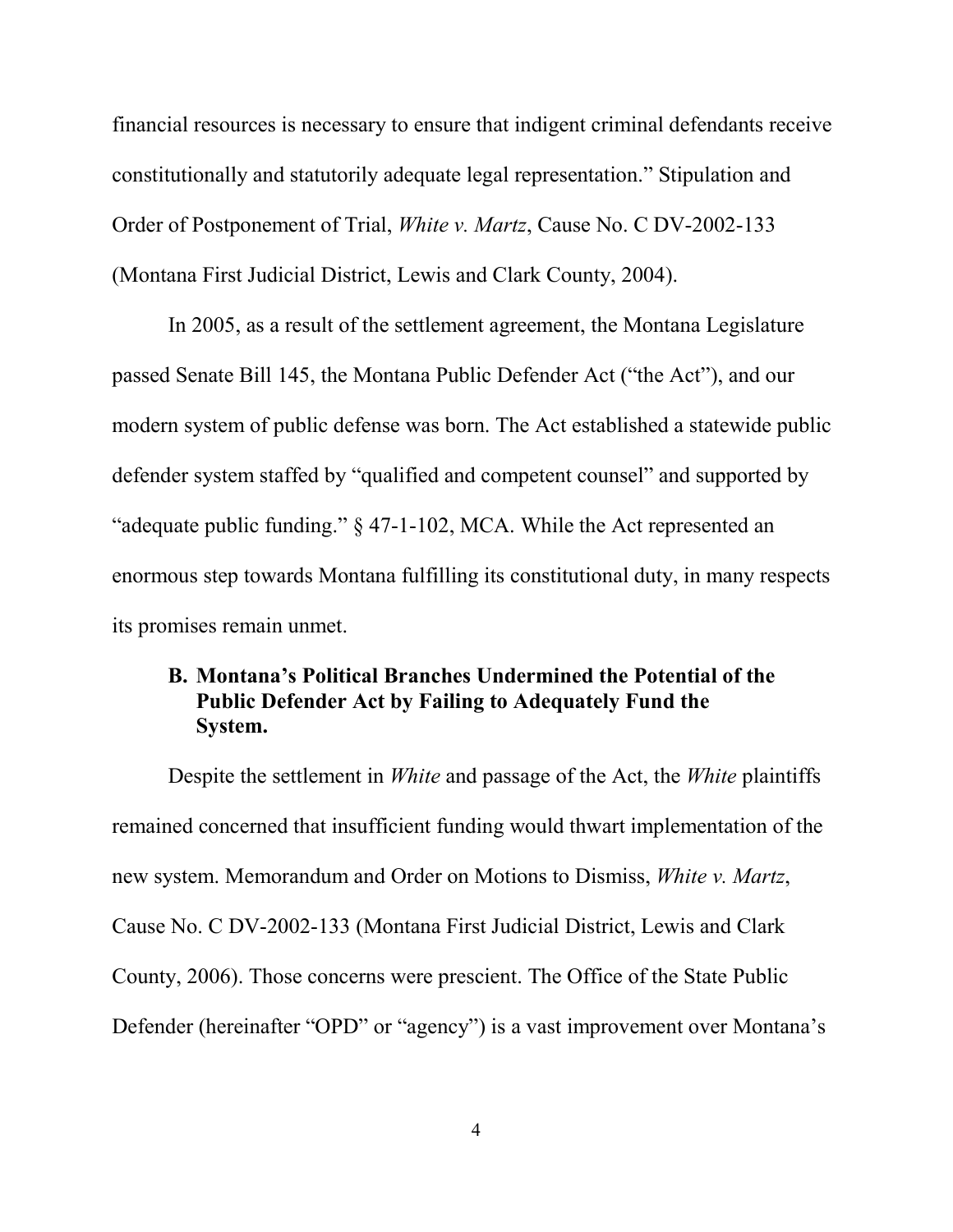financial resources is necessary to ensure that indigent criminal defendants receive constitutionally and statutorily adequate legal representation." Stipulation and Order of Postponement of Trial, *White v. Martz*, Cause No. C DV-2002-133 (Montana First Judicial District, Lewis and Clark County, 2004).

In 2005, as a result of the settlement agreement, the Montana Legislature passed Senate Bill 145, the Montana Public Defender Act ("the Act"), and our modern system of public defense was born. The Act established a statewide public defender system staffed by "qualified and competent counsel" and supported by "adequate public funding." § 47-1-102, MCA. While the Act represented an enormous step towards Montana fulfilling its constitutional duty, in many respects its promises remain unmet.

### B. Montana's Political Branches Undermined the Potential of the Public Defender Act by Failing to Adequately Fund the System.

Despite the settlement in *White* and passage of the Act, the *White* plaintiffs remained concerned that insufficient funding would thwart implementation of the new system. Memorandum and Order on Motions to Dismiss, *White v. Martz*, Cause No. C DV-2002-133 (Montana First Judicial District, Lewis and Clark County, 2006). Those concerns were prescient. The Office of the State Public Defender (hereinafter "OPD" or "agency") is a vast improvement over Montana's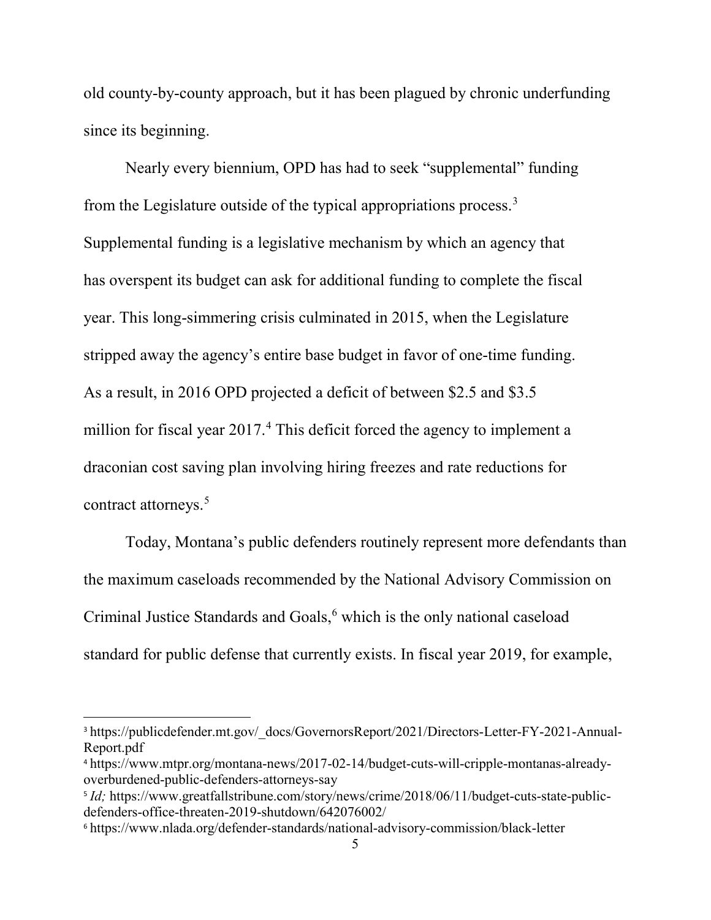old county-by-county approach, but it has been plagued by chronic underfunding since its beginning.

Nearly every biennium, OPD has had to seek "supplemental" funding from the Legislature outside of the typical appropriations process.[3] Supplemental funding is a legislative mechanism by which an agency that has overspent its budget can ask for additional funding to complete the fiscal year. This long-simmering crisis culminated in 2015, when the Legislature stripped away the agency's entire base budget in favor of one-time funding. As a result, in 2016 OPD projected a deficit of between $2.5 and $3.5 million for fiscal year 2017.[4] This deficit forced the agency to implement a draconian cost saving plan involving hiring freezes and rate reductions for contract attorneys.[5]

Today, Montana's public defenders routinely represent more defendants than the maximum caseloads recommended by the National Advisory Commission on Criminal Justice Standards and Goals,[6] which is the only national caseload standard for public defense that currently exists. In fiscal year 2019, for example,

---

[3] https://publicdefender.mt.gov/_docs/GovernorsReport/2021/Directors-Letter-FY-2021-Annual-Report.pdf

[4] https://www.mtpr.org/montana-news/2017-02-14/budget-cuts-will-cripple-montanas-already-overburdened-public-defenders-attorneys-say

[5] *Id;* https://www.greatfallstribune.com/story/news/crime/2018/06/11/budget-cuts-state-public-defenders-office-threaten-2019-shutdown/642076002/

[6] https://www.nlada.org/defender-standards/national-advisory-commission/black-letter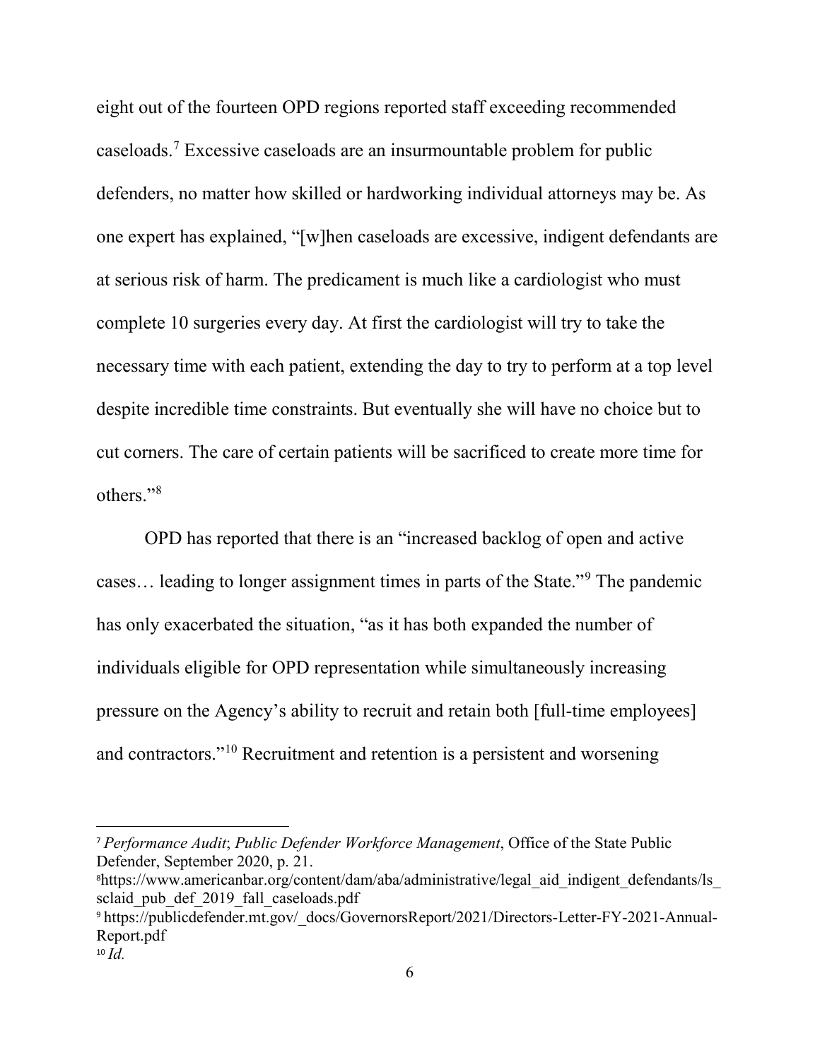eight out of the fourteen OPD regions reported staff exceeding recommended caseloads.[7] Excessive caseloads are an insurmountable problem for public defenders, no matter how skilled or hardworking individual attorneys may be. As one expert has explained, "[w]hen caseloads are excessive, indigent defendants are at serious risk of harm. The predicament is much like a cardiologist who must complete 10 surgeries every day. At first the cardiologist will try to take the necessary time with each patient, extending the day to try to perform at a top level despite incredible time constraints. But eventually she will have no choice but to cut corners. The care of certain patients will be sacrificed to create more time for others."[8]

OPD has reported that there is an "increased backlog of open and active cases… leading to longer assignment times in parts of the State."[9] The pandemic has only exacerbated the situation, "as it has both expanded the number of individuals eligible for OPD representation while simultaneously increasing pressure on the Agency's ability to recruit and retain both [full-time employees] and contractors."[10] Recruitment and retention is a persistent and worsening

---

[7] *Performance Audit*; *Public Defender Workforce Management*, Office of the State Public Defender, September 2020, p. 21.

[8] https://www.americanbar.org/content/dam/aba/administrative/legal_aid_indigent_defendants/ls_sclaid_pub_def_2019_fall_caseloads.pdf

[9] https://publicdefender.mt.gov/_docs/GovernorsReport/2021/Directors-Letter-FY-2021-Annual-Report.pdf

[10] *Id.*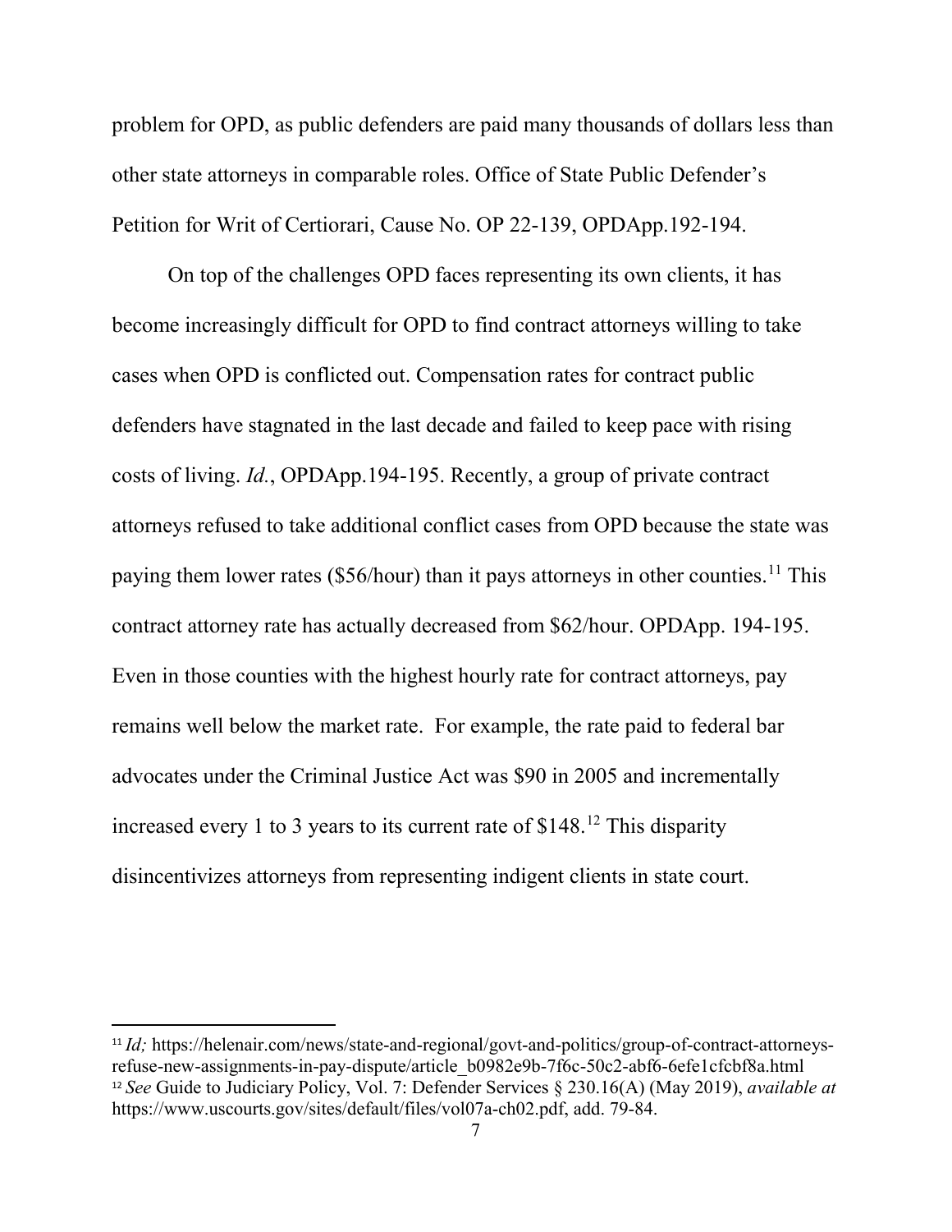problem for OPD, as public defenders are paid many thousands of dollars less than other state attorneys in comparable roles. Office of State Public Defender's Petition for Writ of Certiorari, Cause No. OP 22-139, OPDApp.192-194.

On top of the challenges OPD faces representing its own clients, it has become increasingly difficult for OPD to find contract attorneys willing to take cases when OPD is conflicted out. Compensation rates for contract public defenders have stagnated in the last decade and failed to keep pace with rising costs of living. *Id.*, OPDApp.194-195. Recently, a group of private contract attorneys refused to take additional conflict cases from OPD because the state was paying them lower rates ($56/hour) than it pays attorneys in other counties.[11] This contract attorney rate has actually decreased from $62/hour. OPDApp. 194-195. Even in those counties with the highest hourly rate for contract attorneys, pay remains well below the market rate. For example, the rate paid to federal bar advocates under the Criminal Justice Act was $90 in 2005 and incrementally increased every 1 to 3 years to its current rate of $148.[12] This disparity disincentivizes attorneys from representing indigent clients in state court.

---

[11] *Id;* https://helenair.com/news/state-and-regional/govt-and-politics/group-of-contract-attorneys-refuse-new-assignments-in-pay-dispute/article_b0982e9b-7f6c-50c2-abf6-6efe1cfcbf8a.html

[12] *See* Guide to Judiciary Policy, Vol. 7: Defender Services § 230.16(A) (May 2019), *available at* https://www.uscourts.gov/sites/default/files/vol07a-ch02.pdf, add. 79-84.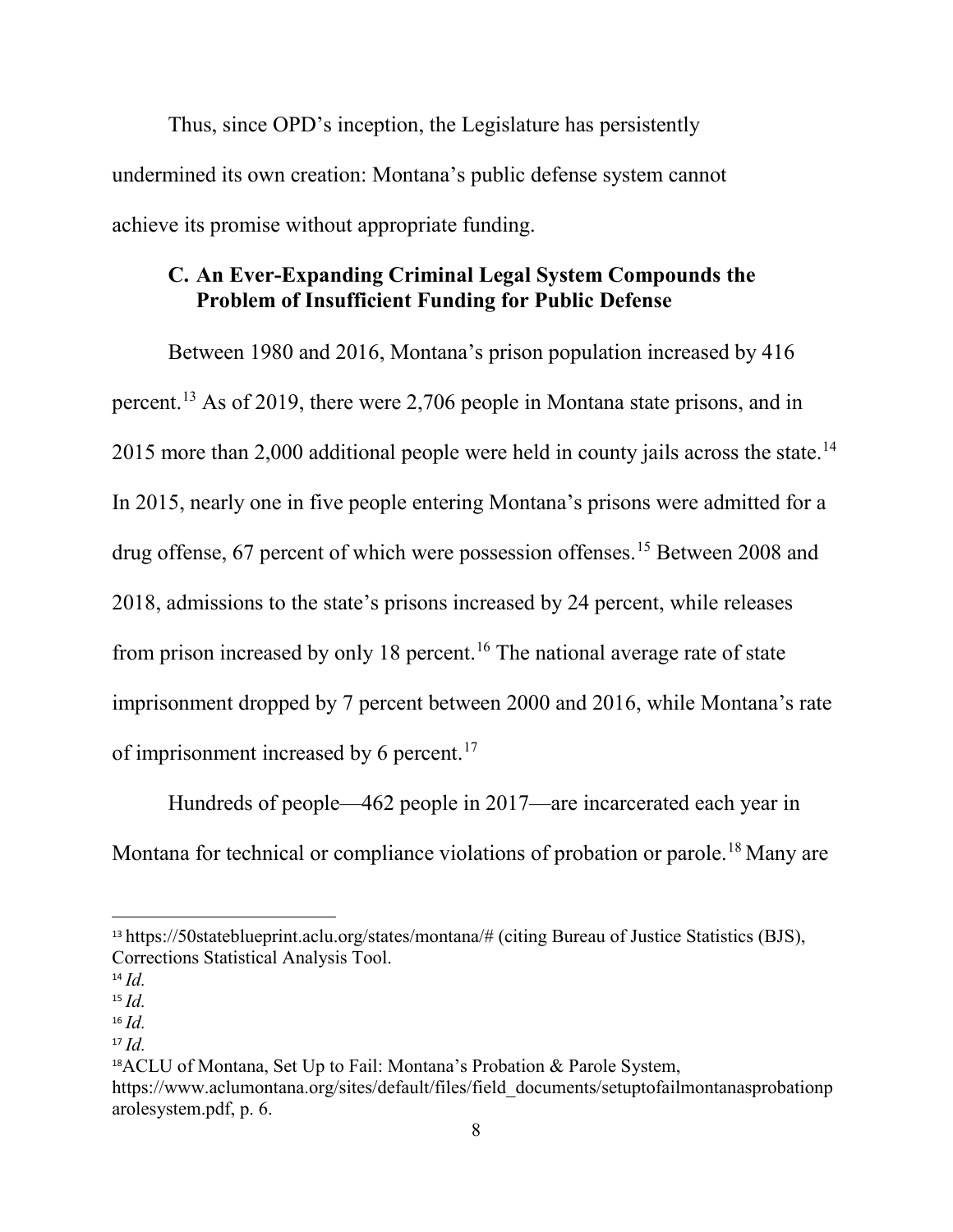Thus, since OPD's inception, the Legislature has persistently undermined its own creation: Montana's public defense system cannot achieve its promise without appropriate funding.

### C. An Ever-Expanding Criminal Legal System Compounds the Problem of Insufficient Funding for Public Defense

Between 1980 and 2016, Montana's prison population increased by 416 percent.[13] As of 2019, there were 2,706 people in Montana state prisons, and in 2015 more than 2,000 additional people were held in county jails across the state.[14] In 2015, nearly one in five people entering Montana's prisons were admitted for a drug offense, 67 percent of which were possession offenses.[15] Between 2008 and 2018, admissions to the state's prisons increased by 24 percent, while releases from prison increased by only 18 percent.[16] The national average rate of state imprisonment dropped by 7 percent between 2000 and 2016, while Montana's rate of imprisonment increased by 6 percent.[17]

Hundreds of people—462 people in 2017—are incarcerated each year in Montana for technical or compliance violations of probation or parole.[18] Many are

---

[13] https://50stateblueprint.aclu.org/states/montana/# (citing Bureau of Justice Statistics (BJS), Corrections Statistical Analysis Tool.

[14] *Id.*

[15] *Id.*

[16] *Id.*

[17] *Id.*

[18] ACLU of Montana, Set Up to Fail: Montana's Probation & Parole System, https://www.aclumontana.org/sites/default/files/field_documents/setuptofailmontanasprobationparolesystem.pdf, p. 6.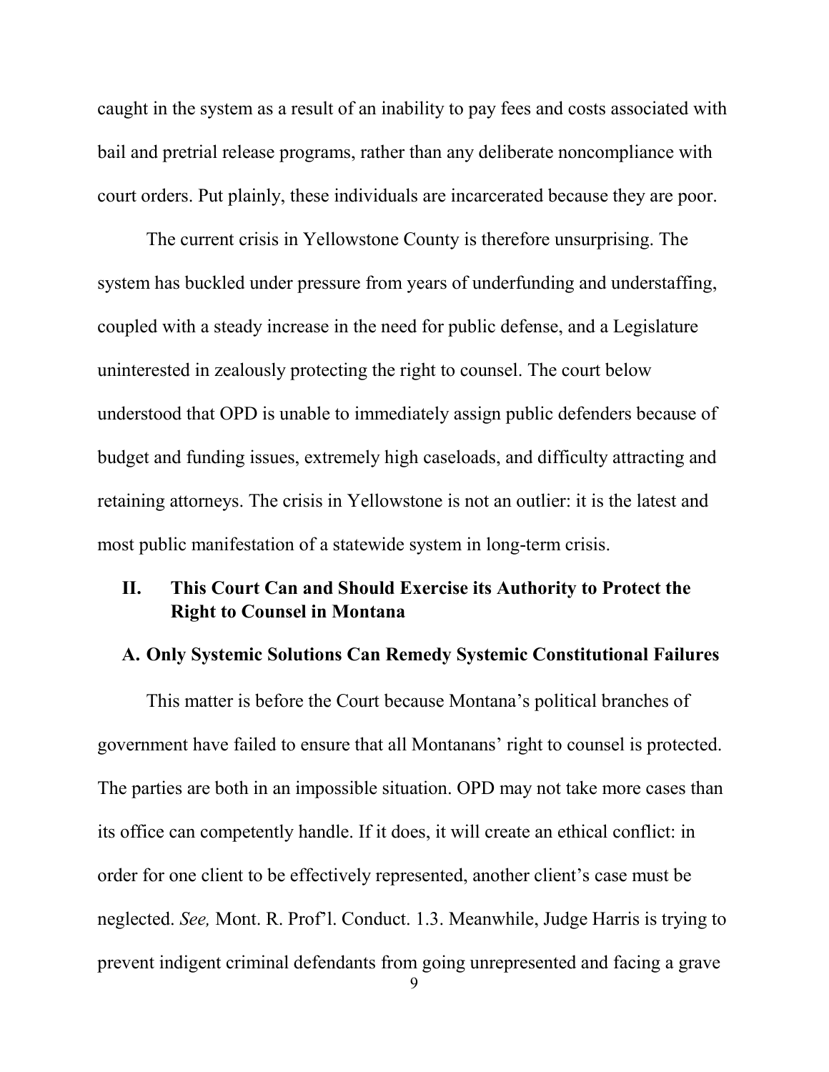caught in the system as a result of an inability to pay fees and costs associated with bail and pretrial release programs, rather than any deliberate noncompliance with court orders. Put plainly, these individuals are incarcerated because they are poor.

The current crisis in Yellowstone County is therefore unsurprising. The system has buckled under pressure from years of underfunding and understaffing, coupled with a steady increase in the need for public defense, and a Legislature uninterested in zealously protecting the right to counsel. The court below understood that OPD is unable to immediately assign public defenders because of budget and funding issues, extremely high caseloads, and difficulty attracting and retaining attorneys. The crisis in Yellowstone is not an outlier: it is the latest and most public manifestation of a statewide system in long-term crisis.

## II. This Court Can and Should Exercise its Authority to Protect the Right to Counsel in Montana

### A. Only Systemic Solutions Can Remedy Systemic Constitutional Failures

This matter is before the Court because Montana's political branches of government have failed to ensure that all Montanans' right to counsel is protected. The parties are both in an impossible situation. OPD may not take more cases than its office can competently handle. If it does, it will create an ethical conflict: in order for one client to be effectively represented, another client's case must be neglected. *See,* Mont. R. Prof'l. Conduct. 1.3. Meanwhile, Judge Harris is trying to prevent indigent criminal defendants from going unrepresented and facing a grave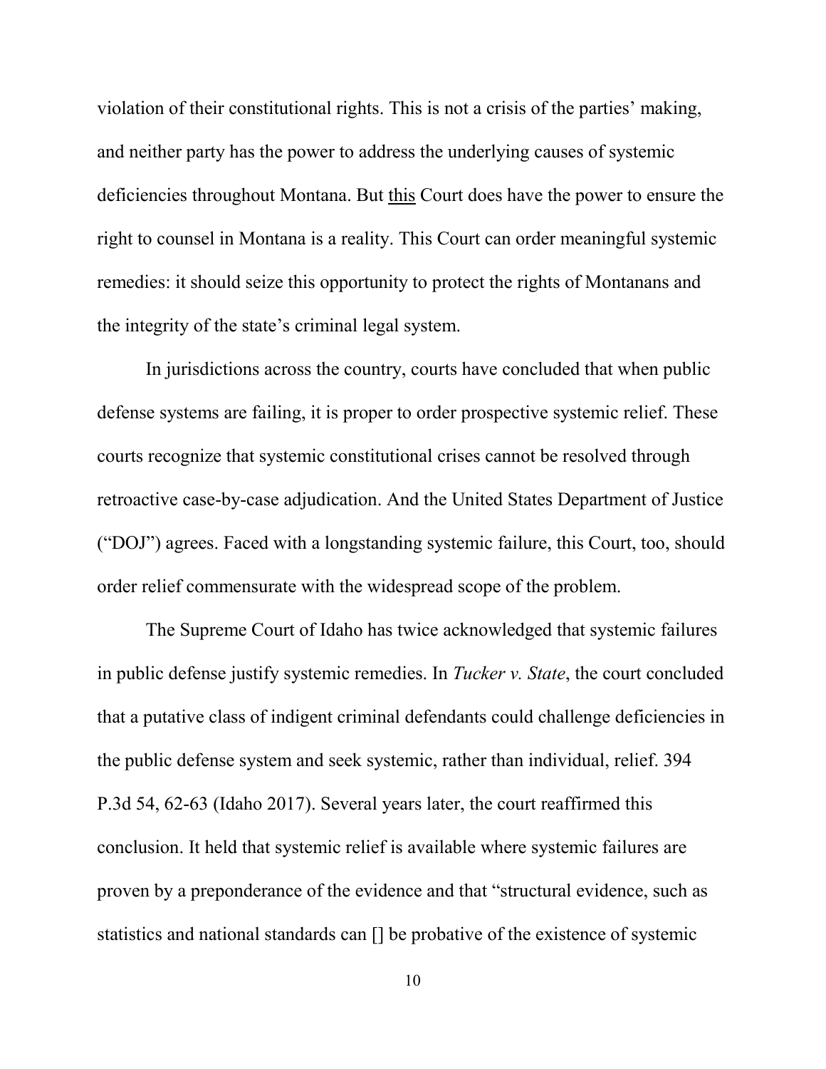violation of their constitutional rights. This is not a crisis of the parties' making, and neither party has the power to address the underlying causes of systemic deficiencies throughout Montana. But <u>this</u> Court does have the power to ensure the right to counsel in Montana is a reality. This Court can order meaningful systemic remedies: it should seize this opportunity to protect the rights of Montanans and the integrity of the state's criminal legal system.

In jurisdictions across the country, courts have concluded that when public defense systems are failing, it is proper to order prospective systemic relief. These courts recognize that systemic constitutional crises cannot be resolved through retroactive case-by-case adjudication. And the United States Department of Justice ("DOJ") agrees. Faced with a longstanding systemic failure, this Court, too, should order relief commensurate with the widespread scope of the problem.

The Supreme Court of Idaho has twice acknowledged that systemic failures in public defense justify systemic remedies. In *Tucker v. State*, the court concluded that a putative class of indigent criminal defendants could challenge deficiencies in the public defense system and seek systemic, rather than individual, relief. 394 P.3d 54, 62-63 (Idaho 2017). Several years later, the court reaffirmed this conclusion. It held that systemic relief is available where systemic failures are proven by a preponderance of the evidence and that "structural evidence, such as statistics and national standards can [] be probative of the existence of systemic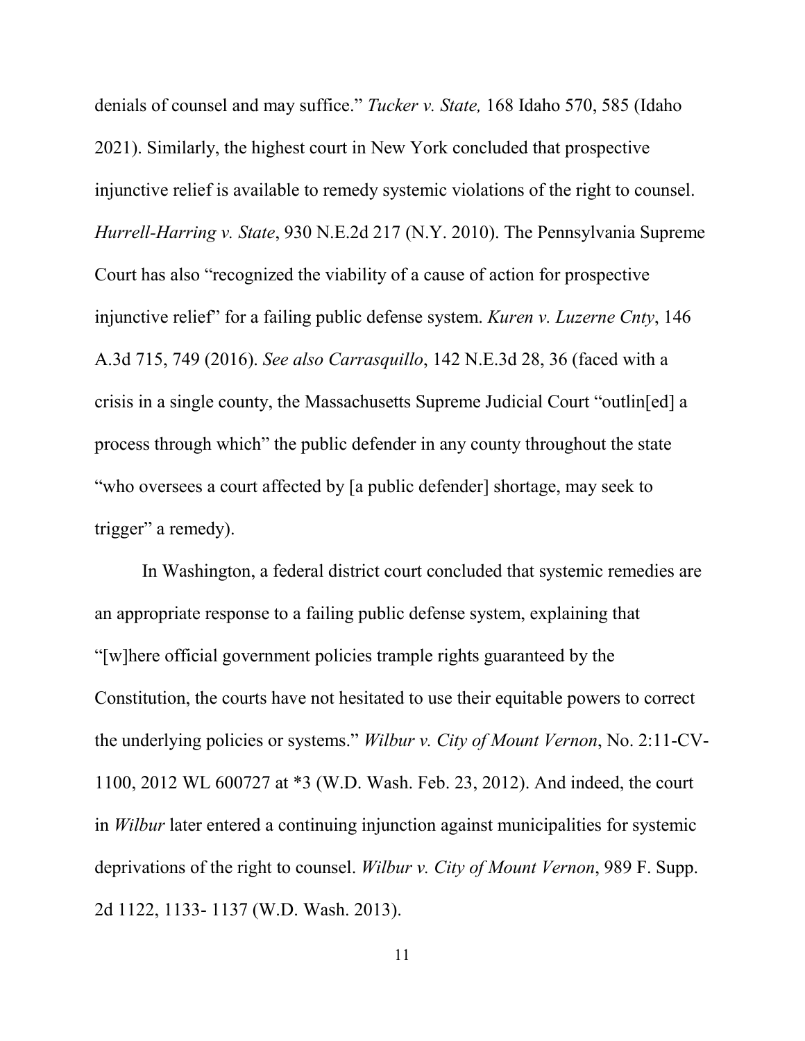denials of counsel and may suffice." *Tucker v. State,* 168 Idaho 570, 585 (Idaho 2021). Similarly, the highest court in New York concluded that prospective injunctive relief is available to remedy systemic violations of the right to counsel. *Hurrell-Harring v. State*, 930 N.E.2d 217 (N.Y. 2010). The Pennsylvania Supreme Court has also "recognized the viability of a cause of action for prospective injunctive relief" for a failing public defense system. *Kuren v. Luzerne Cnty*, 146 A.3d 715, 749 (2016). *See also Carrasquillo*, 142 N.E.3d 28, 36 (faced with a crisis in a single county, the Massachusetts Supreme Judicial Court "outlin[ed] a process through which" the public defender in any county throughout the state "who oversees a court affected by [a public defender] shortage, may seek to trigger" a remedy).

In Washington, a federal district court concluded that systemic remedies are an appropriate response to a failing public defense system, explaining that "[w]here official government policies trample rights guaranteed by the Constitution, the courts have not hesitated to use their equitable powers to correct the underlying policies or systems." *Wilbur v. City of Mount Vernon*, No. 2:11-CV-1100, 2012 WL 600727 at *3 (W.D. Wash. Feb. 23, 2012). And indeed, the court in *Wilbur* later entered a continuing injunction against municipalities for systemic deprivations of the right to counsel. *Wilbur v. City of Mount Vernon*, 989 F. Supp. 2d 1122, 1133- 1137 (W.D. Wash. 2013).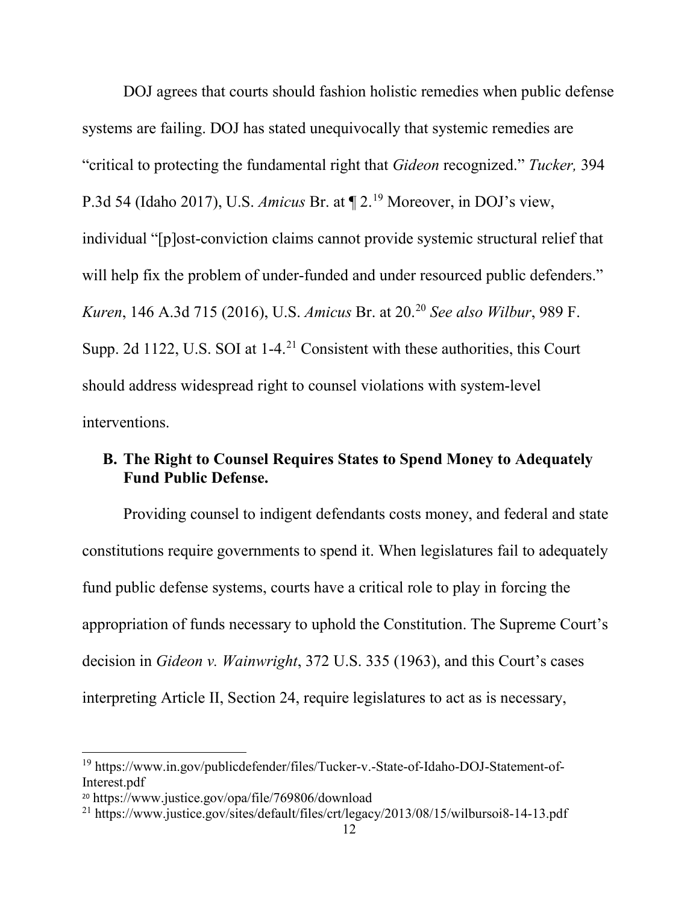DOJ agrees that courts should fashion holistic remedies when public defense systems are failing. DOJ has stated unequivocally that systemic remedies are "critical to protecting the fundamental right that *Gideon* recognized." *Tucker,* 394 P.3d 54 (Idaho 2017), U.S. *Amicus* Br. at ¶ 2.[19] Moreover, in DOJ's view, individual "[p]ost-conviction claims cannot provide systemic structural relief that will help fix the problem of under-funded and under resourced public defenders." *Kuren*, 146 A.3d 715 (2016), U.S. *Amicus* Br. at 20.[20] *See also Wilbur*, 989 F. Supp. 2d 1122, U.S. SOI at 1-4.[21] Consistent with these authorities, this Court should address widespread right to counsel violations with system-level interventions.

### B. The Right to Counsel Requires States to Spend Money to Adequately Fund Public Defense.

Providing counsel to indigent defendants costs money, and federal and state constitutions require governments to spend it. When legislatures fail to adequately fund public defense systems, courts have a critical role to play in forcing the appropriation of funds necessary to uphold the Constitution. The Supreme Court's decision in *Gideon v. Wainwright*, 372 U.S. 335 (1963), and this Court's cases interpreting Article II, Section 24, require legislatures to act as is necessary,

---

[19] https://www.in.gov/publicdefender/files/Tucker-v.-State-of-Idaho-DOJ-Statement-of-Interest.pdf

[20] https://www.justice.gov/opa/file/769806/download

[21] https://www.justice.gov/sites/default/files/crt/legacy/2013/08/15/wilbursoi8-14-13.pdf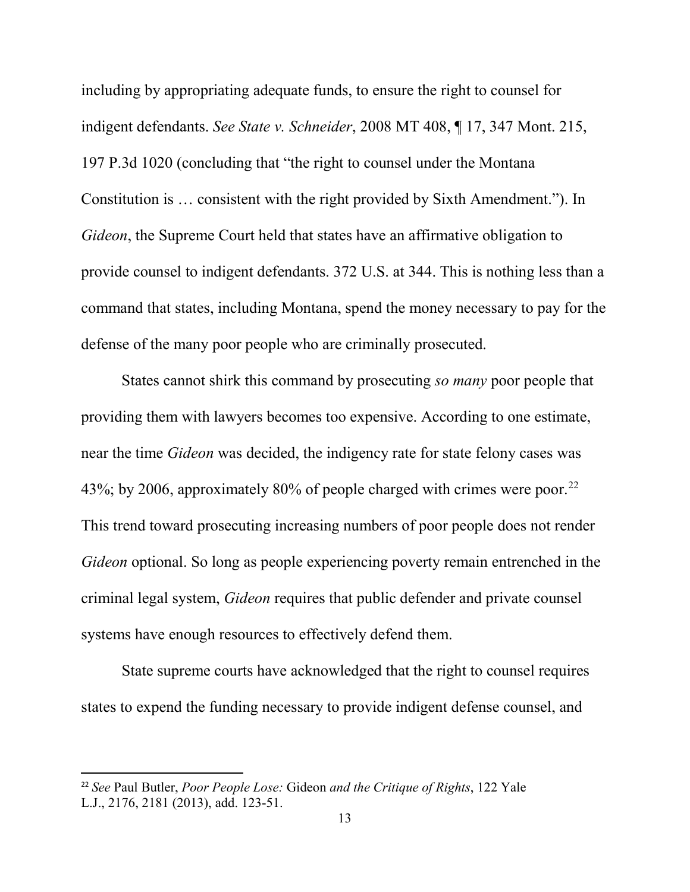including by appropriating adequate funds, to ensure the right to counsel for indigent defendants. *See State v. Schneider*, 2008 MT 408, ¶ 17, 347 Mont. 215, 197 P.3d 1020 (concluding that "the right to counsel under the Montana Constitution is … consistent with the right provided by Sixth Amendment."). In *Gideon*, the Supreme Court held that states have an affirmative obligation to provide counsel to indigent defendants. 372 U.S. at 344. This is nothing less than a command that states, including Montana, spend the money necessary to pay for the defense of the many poor people who are criminally prosecuted.

States cannot shirk this command by prosecuting *so many* poor people that providing them with lawyers becomes too expensive. According to one estimate, near the time *Gideon* was decided, the indigency rate for state felony cases was 43%; by 2006, approximately 80% of people charged with crimes were poor.[22] This trend toward prosecuting increasing numbers of poor people does not render *Gideon* optional. So long as people experiencing poverty remain entrenched in the criminal legal system, *Gideon* requires that public defender and private counsel systems have enough resources to effectively defend them.

State supreme courts have acknowledged that the right to counsel requires states to expend the funding necessary to provide indigent defense counsel, and

---

[22] *See* Paul Butler, *Poor People Lose:* Gideon *and the Critique of Rights*, 122 Yale L.J., 2176, 2181 (2013), add. 123-51.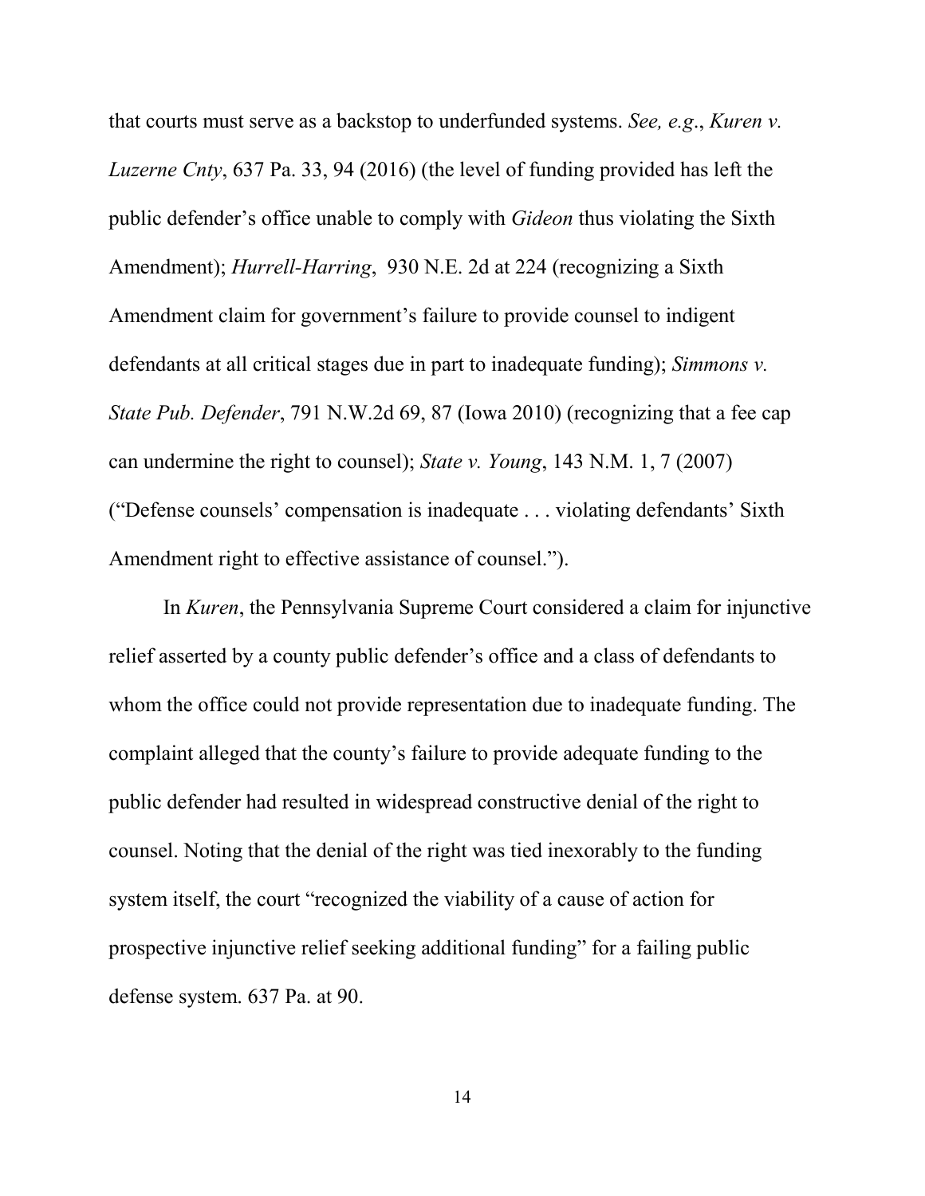that courts must serve as a backstop to underfunded systems. *See, e.g*., *Kuren v. Luzerne Cnty*, 637 Pa. 33, 94 (2016) (the level of funding provided has left the public defender's office unable to comply with *Gideon* thus violating the Sixth Amendment); *Hurrell-Harring*, 930 N.E. 2d at 224 (recognizing a Sixth Amendment claim for government's failure to provide counsel to indigent defendants at all critical stages due in part to inadequate funding); *Simmons v. State Pub. Defender*, 791 N.W.2d 69, 87 (Iowa 2010) (recognizing that a fee cap can undermine the right to counsel); *State v. Young*, 143 N.M. 1, 7 (2007) ("Defense counsels' compensation is inadequate . . . violating defendants' Sixth Amendment right to effective assistance of counsel.").

In *Kuren*, the Pennsylvania Supreme Court considered a claim for injunctive relief asserted by a county public defender's office and a class of defendants to whom the office could not provide representation due to inadequate funding. The complaint alleged that the county's failure to provide adequate funding to the public defender had resulted in widespread constructive denial of the right to counsel. Noting that the denial of the right was tied inexorably to the funding system itself, the court "recognized the viability of a cause of action for prospective injunctive relief seeking additional funding" for a failing public defense system. 637 Pa. at 90.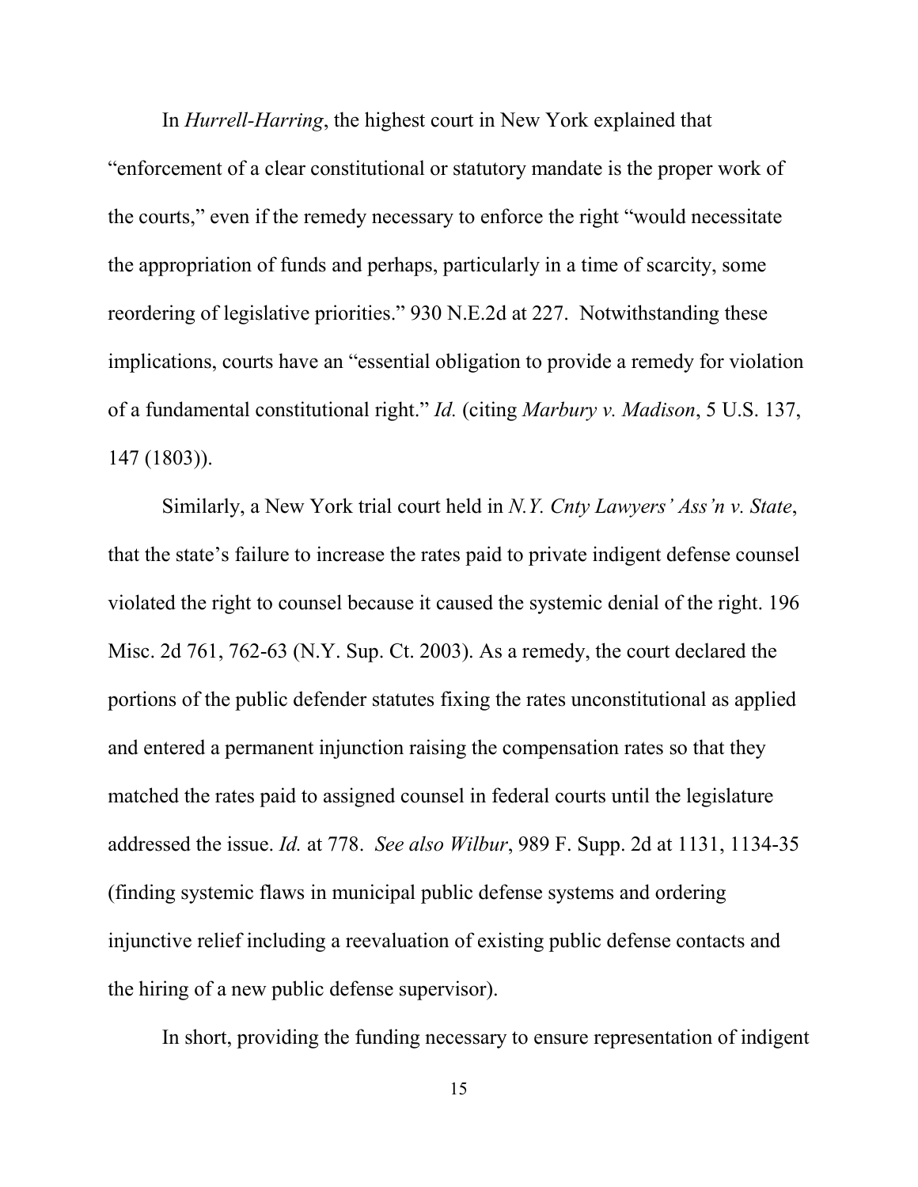In *Hurrell-Harring*, the highest court in New York explained that "enforcement of a clear constitutional or statutory mandate is the proper work of the courts," even if the remedy necessary to enforce the right "would necessitate the appropriation of funds and perhaps, particularly in a time of scarcity, some reordering of legislative priorities." 930 N.E.2d at 227. Notwithstanding these implications, courts have an "essential obligation to provide a remedy for violation of a fundamental constitutional right." *Id.* (citing *Marbury v. Madison*, 5 U.S. 137, 147 (1803)).

Similarly, a New York trial court held in *N.Y. Cnty Lawyers' Ass'n v. State*, that the state's failure to increase the rates paid to private indigent defense counsel violated the right to counsel because it caused the systemic denial of the right. 196 Misc. 2d 761, 762-63 (N.Y. Sup. Ct. 2003). As a remedy, the court declared the portions of the public defender statutes fixing the rates unconstitutional as applied and entered a permanent injunction raising the compensation rates so that they matched the rates paid to assigned counsel in federal courts until the legislature addressed the issue. *Id.* at 778. *See also Wilbur*, 989 F. Supp. 2d at 1131, 1134-35 (finding systemic flaws in municipal public defense systems and ordering injunctive relief including a reevaluation of existing public defense contacts and the hiring of a new public defense supervisor).

In short, providing the funding necessary to ensure representation of indigent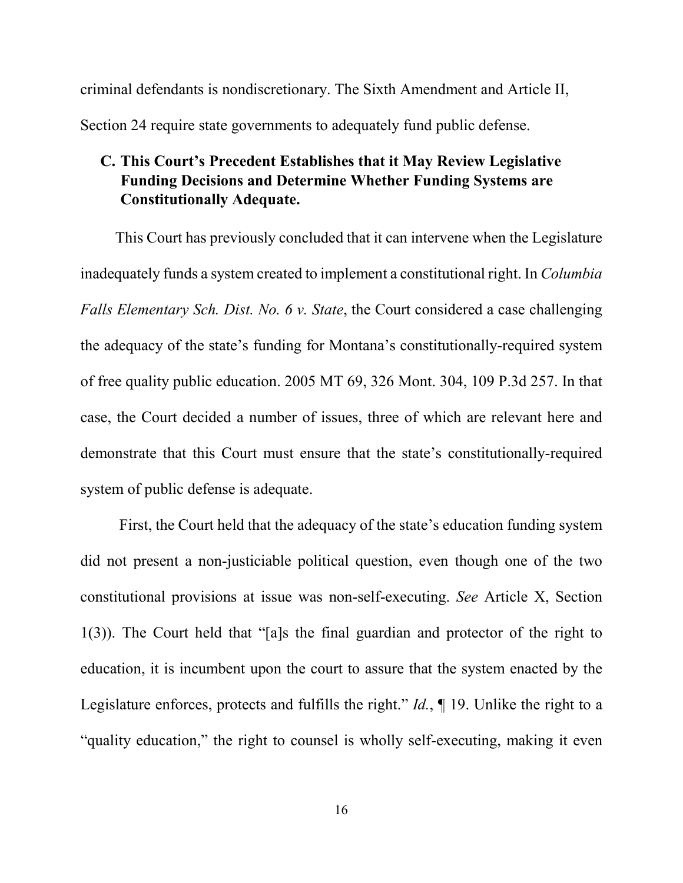criminal defendants is nondiscretionary. The Sixth Amendment and Article II, Section 24 require state governments to adequately fund public defense.

### C. This Court's Precedent Establishes that it May Review Legislative Funding Decisions and Determine Whether Funding Systems are Constitutionally Adequate.

This Court has previously concluded that it can intervene when the Legislature inadequately funds a system created to implement a constitutional right. In *Columbia Falls Elementary Sch. Dist. No. 6 v. State*, the Court considered a case challenging the adequacy of the state's funding for Montana's constitutionally-required system of free quality public education. 2005 MT 69, 326 Mont. 304, 109 P.3d 257. In that case, the Court decided a number of issues, three of which are relevant here and demonstrate that this Court must ensure that the state's constitutionally-required system of public defense is adequate.

First, the Court held that the adequacy of the state's education funding system did not present a non-justiciable political question, even though one of the two constitutional provisions at issue was non-self-executing. *See* Article X, Section 1(3)). The Court held that "[a]s the final guardian and protector of the right to education, it is incumbent upon the court to assure that the system enacted by the Legislature enforces, protects and fulfills the right." *Id.*, ¶ 19. Unlike the right to a "quality education," the right to counsel is wholly self-executing, making it even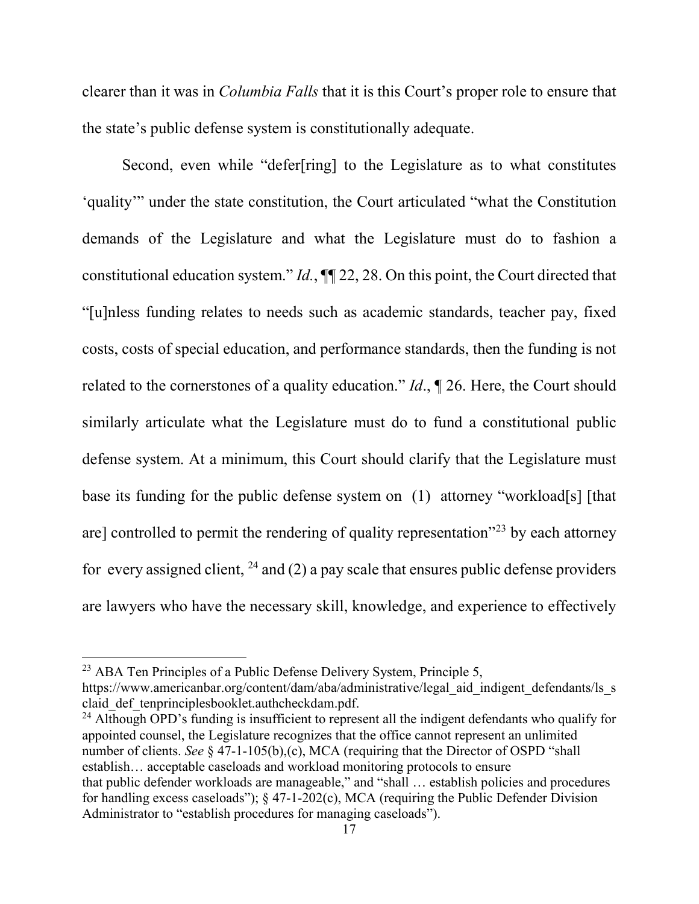clearer than it was in *Columbia Falls* that it is this Court's proper role to ensure that the state's public defense system is constitutionally adequate.

Second, even while "defer[ring] to the Legislature as to what constitutes 'quality'" under the state constitution, the Court articulated "what the Constitution demands of the Legislature and what the Legislature must do to fashion a constitutional education system." *Id.*, ¶¶ 22, 28. On this point, the Court directed that "[u]nless funding relates to needs such as academic standards, teacher pay, fixed costs, costs of special education, and performance standards, then the funding is not related to the cornerstones of a quality education." *Id*., ¶ 26. Here, the Court should similarly articulate what the Legislature must do to fund a constitutional public defense system. At a minimum, this Court should clarify that the Legislature must base its funding for the public defense system on (1) attorney "workload[s] [that are] controlled to permit the rendering of quality representation"[23] by each attorney for every assigned client, [24] and (2) a pay scale that ensures public defense providers are lawyers who have the necessary skill, knowledge, and experience to effectively

---

[23] ABA Ten Principles of a Public Defense Delivery System, Principle 5, https://www.americanbar.org/content/dam/aba/administrative/legal_aid_indigent_defendants/ls_sclaid_def_tenprinciplesbooklet.authcheckdam.pdf.

[24] Although OPD's funding is insufficient to represent all the indigent defendants who qualify for appointed counsel, the Legislature recognizes that the office cannot represent an unlimited number of clients. *See* § 47-1-105(b),(c), MCA (requiring that the Director of OSPD "shall establish… acceptable caseloads and workload monitoring protocols to ensure that public defender workloads are manageable," and "shall … establish policies and procedures for handling excess caseloads"); § 47-1-202(c), MCA (requiring the Public Defender Division Administrator to "establish procedures for managing caseloads").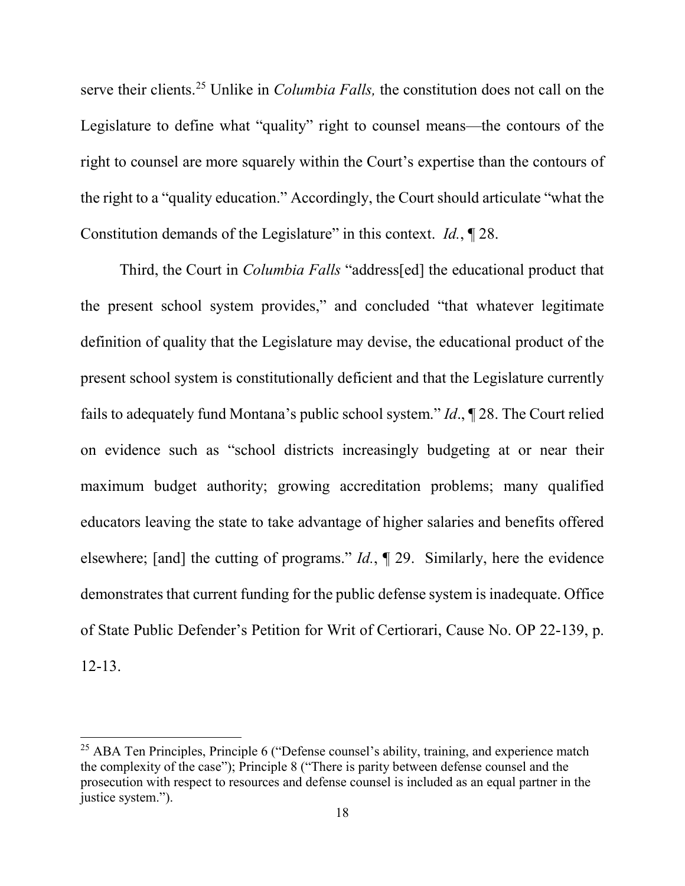serve their clients.[25] Unlike in *Columbia Falls,* the constitution does not call on the Legislature to define what "quality" right to counsel means—the contours of the right to counsel are more squarely within the Court's expertise than the contours of the right to a "quality education." Accordingly, the Court should articulate "what the Constitution demands of the Legislature" in this context. *Id.*, ¶ 28.

Third, the Court in *Columbia Falls* "address[ed] the educational product that the present school system provides," and concluded "that whatever legitimate definition of quality that the Legislature may devise, the educational product of the present school system is constitutionally deficient and that the Legislature currently fails to adequately fund Montana's public school system." *Id*., ¶ 28. The Court relied on evidence such as "school districts increasingly budgeting at or near their maximum budget authority; growing accreditation problems; many qualified educators leaving the state to take advantage of higher salaries and benefits offered elsewhere; [and] the cutting of programs." *Id.*, ¶ 29. Similarly, here the evidence demonstrates that current funding for the public defense system is inadequate. Office of State Public Defender's Petition for Writ of Certiorari, Cause No. OP 22-139, p. 12-13.

---

[25] ABA Ten Principles, Principle 6 ("Defense counsel's ability, training, and experience match the complexity of the case"); Principle 8 ("There is parity between defense counsel and the prosecution with respect to resources and defense counsel is included as an equal partner in the justice system.").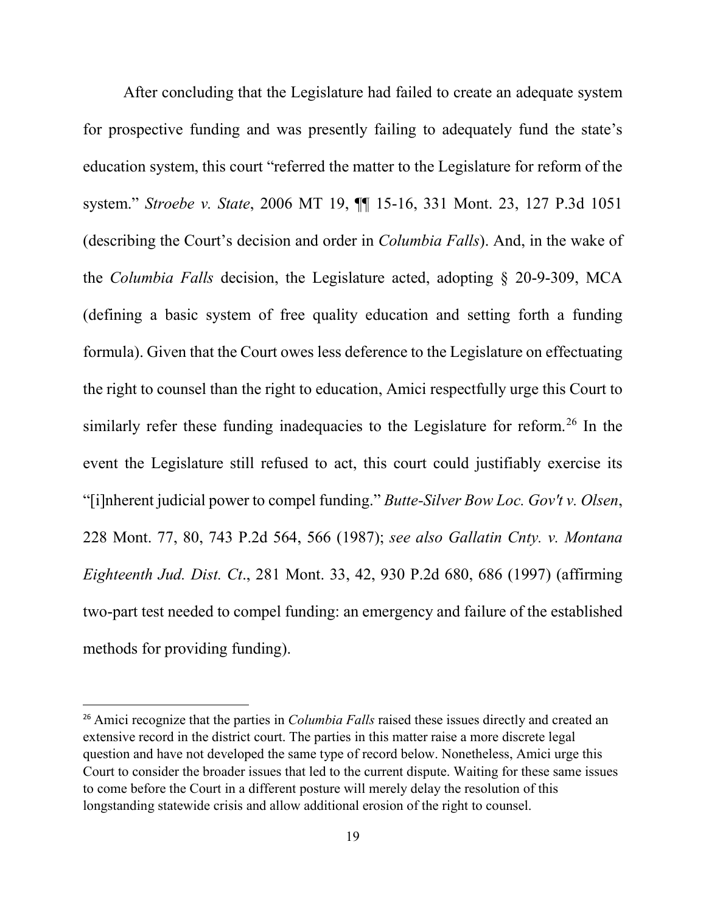After concluding that the Legislature had failed to create an adequate system for prospective funding and was presently failing to adequately fund the state's education system, this court "referred the matter to the Legislature for reform of the system." *Stroebe v. State*, 2006 MT 19, ¶¶ 15-16, 331 Mont. 23, 127 P.3d 1051 (describing the Court's decision and order in *Columbia Falls*). And, in the wake of the *Columbia Falls* decision, the Legislature acted, adopting § 20-9-309, MCA (defining a basic system of free quality education and setting forth a funding formula). Given that the Court owes less deference to the Legislature on effectuating the right to counsel than the right to education, Amici respectfully urge this Court to similarly refer these funding inadequacies to the Legislature for reform.[26] In the event the Legislature still refused to act, this court could justifiably exercise its "[i]nherent judicial power to compel funding." *Butte-Silver Bow Loc. Gov't v. Olsen*, 228 Mont. 77, 80, 743 P.2d 564, 566 (1987); *see also Gallatin Cnty. v. Montana Eighteenth Jud. Dist. Ct*., 281 Mont. 33, 42, 930 P.2d 680, 686 (1997) (affirming two-part test needed to compel funding: an emergency and failure of the established methods for providing funding).

[26] Amici recognize that the parties in *Columbia Falls* raised these issues directly and created an extensive record in the district court. The parties in this matter raise a more discrete legal question and have not developed the same type of record below. Nonetheless, Amici urge this Court to consider the broader issues that led to the current dispute. Waiting for these same issues to come before the Court in a different posture will merely delay the resolution of this longstanding statewide crisis and allow additional erosion of the right to counsel.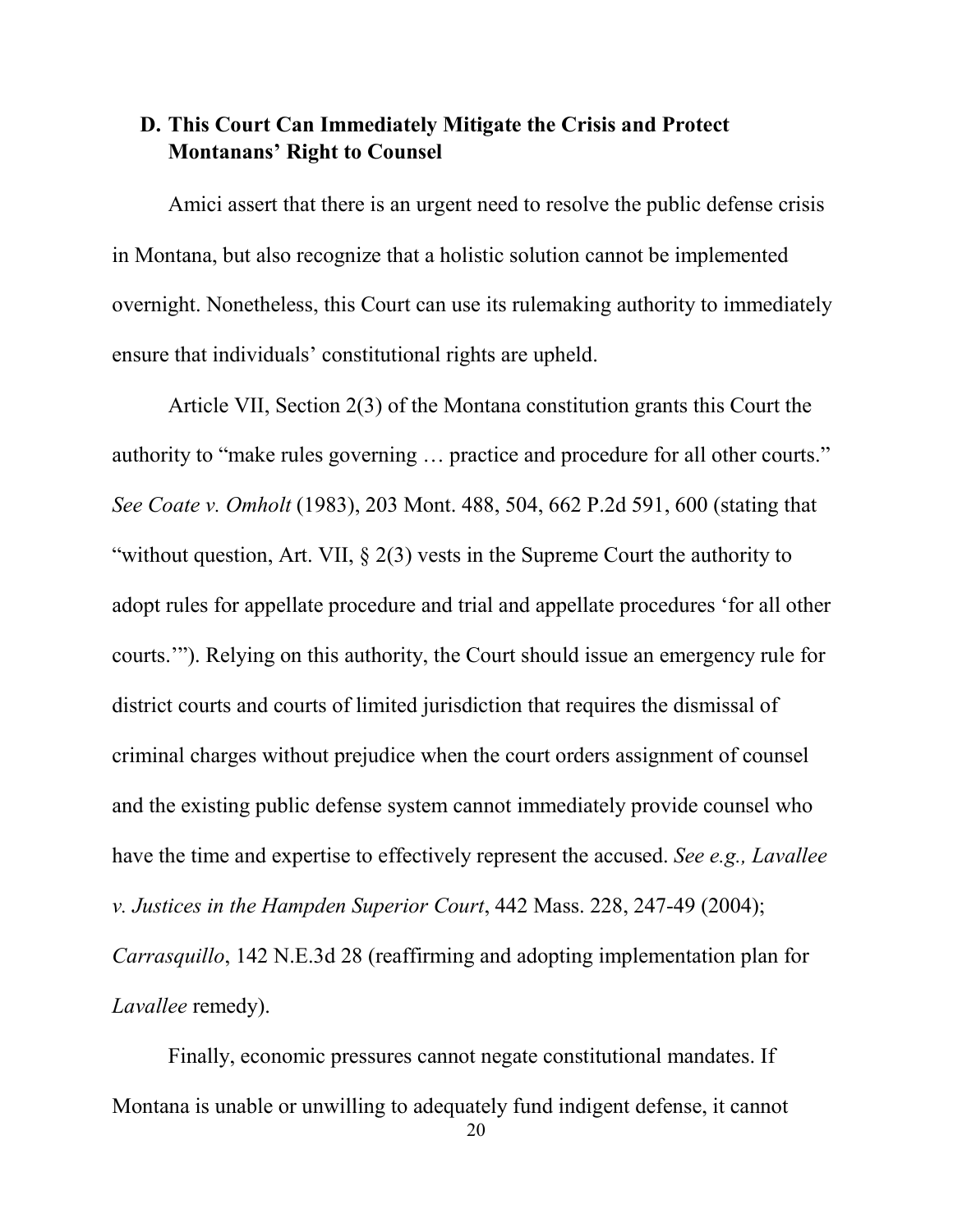### D. This Court Can Immediately Mitigate the Crisis and Protect Montanans' Right to Counsel

Amici assert that there is an urgent need to resolve the public defense crisis in Montana, but also recognize that a holistic solution cannot be implemented overnight. Nonetheless, this Court can use its rulemaking authority to immediately ensure that individuals' constitutional rights are upheld.

Article VII, Section 2(3) of the Montana constitution grants this Court the authority to "make rules governing … practice and procedure for all other courts." *See Coate v. Omholt* (1983), 203 Mont. 488, 504, 662 P.2d 591, 600 (stating that "without question, Art. VII, § 2(3) vests in the Supreme Court the authority to adopt rules for appellate procedure and trial and appellate procedures 'for all other courts.'"). Relying on this authority, the Court should issue an emergency rule for district courts and courts of limited jurisdiction that requires the dismissal of criminal charges without prejudice when the court orders assignment of counsel and the existing public defense system cannot immediately provide counsel who have the time and expertise to effectively represent the accused. *See e.g., Lavallee v. Justices in the Hampden Superior Court*, 442 Mass. 228, 247-49 (2004); *Carrasquillo*, 142 N.E.3d 28 (reaffirming and adopting implementation plan for *Lavallee* remedy).

Finally, economic pressures cannot negate constitutional mandates. If Montana is unable or unwilling to adequately fund indigent defense, it cannot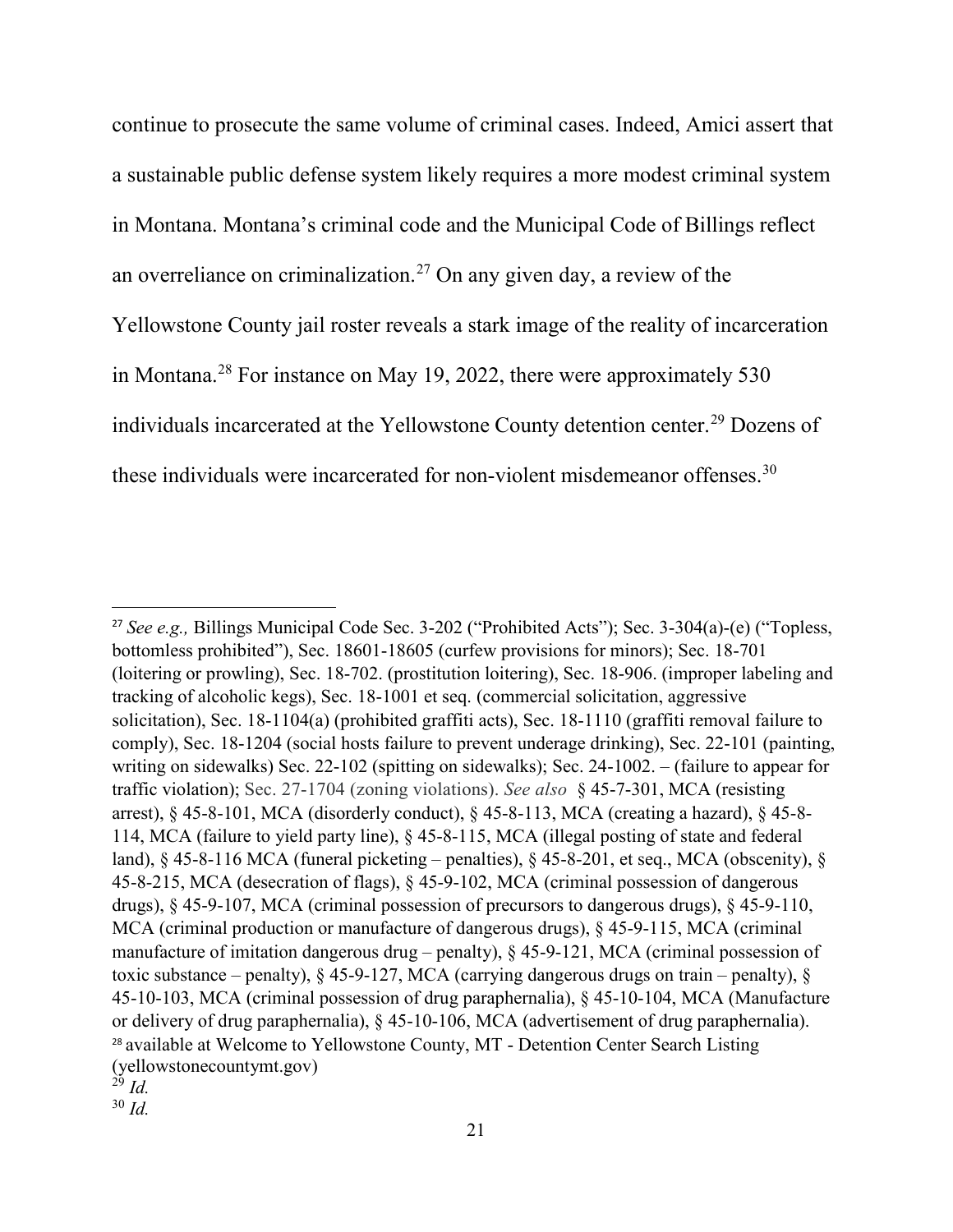continue to prosecute the same volume of criminal cases. Indeed, Amici assert that a sustainable public defense system likely requires a more modest criminal system in Montana. Montana's criminal code and the Municipal Code of Billings reflect an overreliance on criminalization.[27] On any given day, a review of the Yellowstone County jail roster reveals a stark image of the reality of incarceration in Montana.[28] For instance on May 19, 2022, there were approximately 530 individuals incarcerated at the Yellowstone County detention center.[29] Dozens of these individuals were incarcerated for non-violent misdemeanor offenses.[30]

---

[27] *See e.g.,* Billings Municipal Code Sec. 3-202 ("Prohibited Acts"); Sec. 3-304(a)-(e) ("Topless, bottomless prohibited"), Sec. 18601-18605 (curfew provisions for minors); Sec. 18-701 (loitering or prowling), Sec. 18-702. (prostitution loitering), Sec. 18-906. (improper labeling and tracking of alcoholic kegs), Sec. 18-1001 et seq. (commercial solicitation, aggressive solicitation), Sec. 18-1104(a) (prohibited graffiti acts), Sec. 18-1110 (graffiti removal failure to comply), Sec. 18-1204 (social hosts failure to prevent underage drinking), Sec. 22-101 (painting, writing on sidewalks) Sec. 22-102 (spitting on sidewalks); Sec. 24-1002. – (failure to appear for traffic violation); Sec. 27-1704 (zoning violations). *See also* § 45-7-301, MCA (resisting arrest), § 45-8-101, MCA (disorderly conduct), § 45-8-113, MCA (creating a hazard), § 45-8-114, MCA (failure to yield party line), § 45-8-115, MCA (illegal posting of state and federal land), § 45-8-116 MCA (funeral picketing – penalties), § 45-8-201, et seq., MCA (obscenity), § 45-8-215, MCA (desecration of flags), § 45-9-102, MCA (criminal possession of dangerous drugs), § 45-9-107, MCA (criminal possession of precursors to dangerous drugs), § 45-9-110, MCA (criminal production or manufacture of dangerous drugs), § 45-9-115, MCA (criminal manufacture of imitation dangerous drug – penalty), § 45-9-121, MCA (criminal possession of toxic substance – penalty), § 45-9-127, MCA (carrying dangerous drugs on train – penalty), § 45-10-103, MCA (criminal possession of drug paraphernalia), § 45-10-104, MCA (Manufacture or delivery of drug paraphernalia), § 45-10-106, MCA (advertisement of drug paraphernalia).

[28] available at Welcome to Yellowstone County, MT - Detention Center Search Listing (yellowstonecountymt.gov)

[29] *Id.*

[30] *Id.*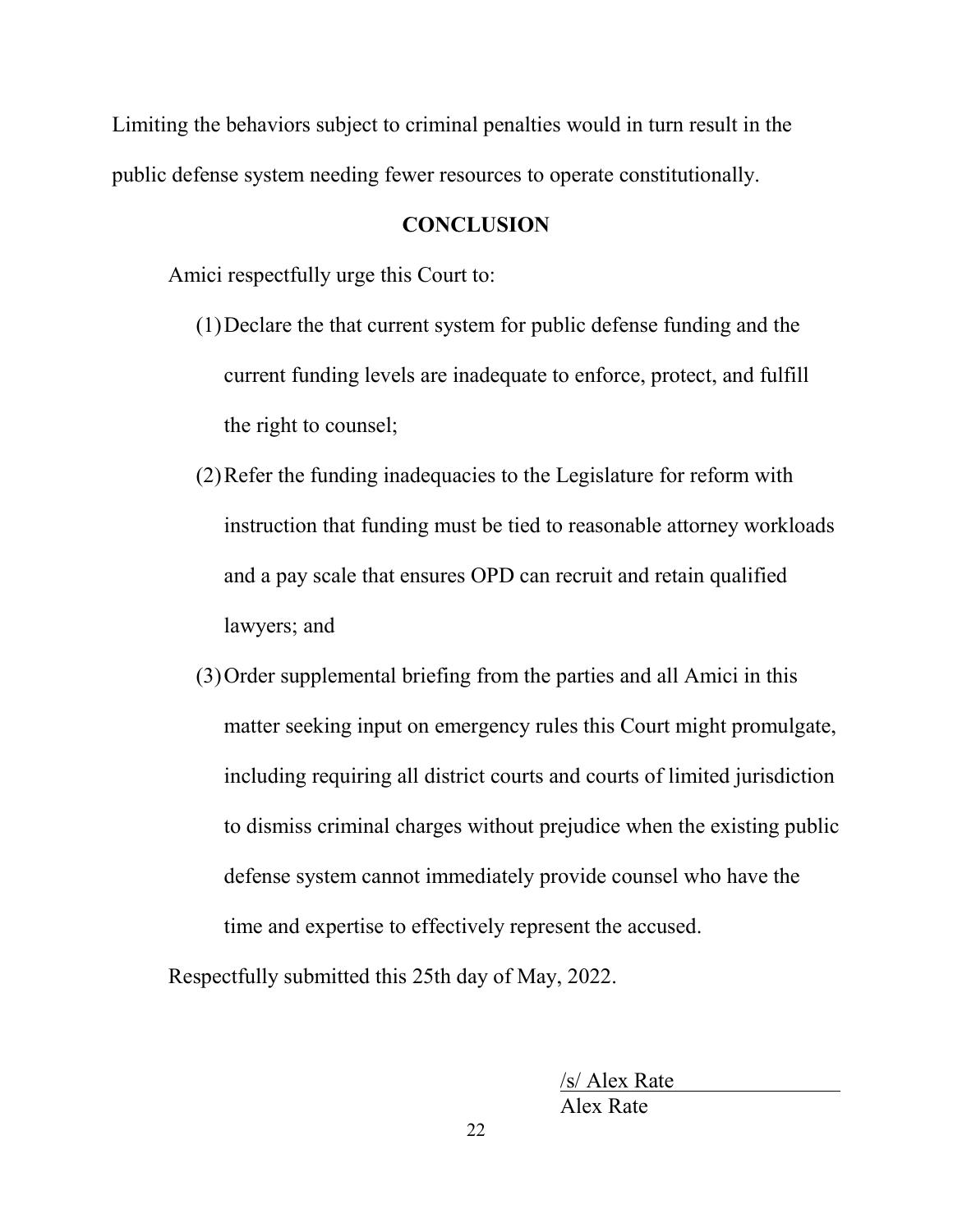Limiting the behaviors subject to criminal penalties would in turn result in the public defense system needing fewer resources to operate constitutionally.

## CONCLUSION

Amici respectfully urge this Court to:

(1) Declare the that current system for public defense funding and the current funding levels are inadequate to enforce, protect, and fulfill the right to counsel;

(2) Refer the funding inadequacies to the Legislature for reform with instruction that funding must be tied to reasonable attorney workloads and a pay scale that ensures OPD can recruit and retain qualified lawyers; and

(3) Order supplemental briefing from the parties and all Amici in this matter seeking input on emergency rules this Court might promulgate, including requiring all district courts and courts of limited jurisdiction to dismiss criminal charges without prejudice when the existing public defense system cannot immediately provide counsel who have the time and expertise to effectively represent the accused.

Respectfully submitted this 25th day of May, 2022.

/s/ Alex Rate

Alex Rate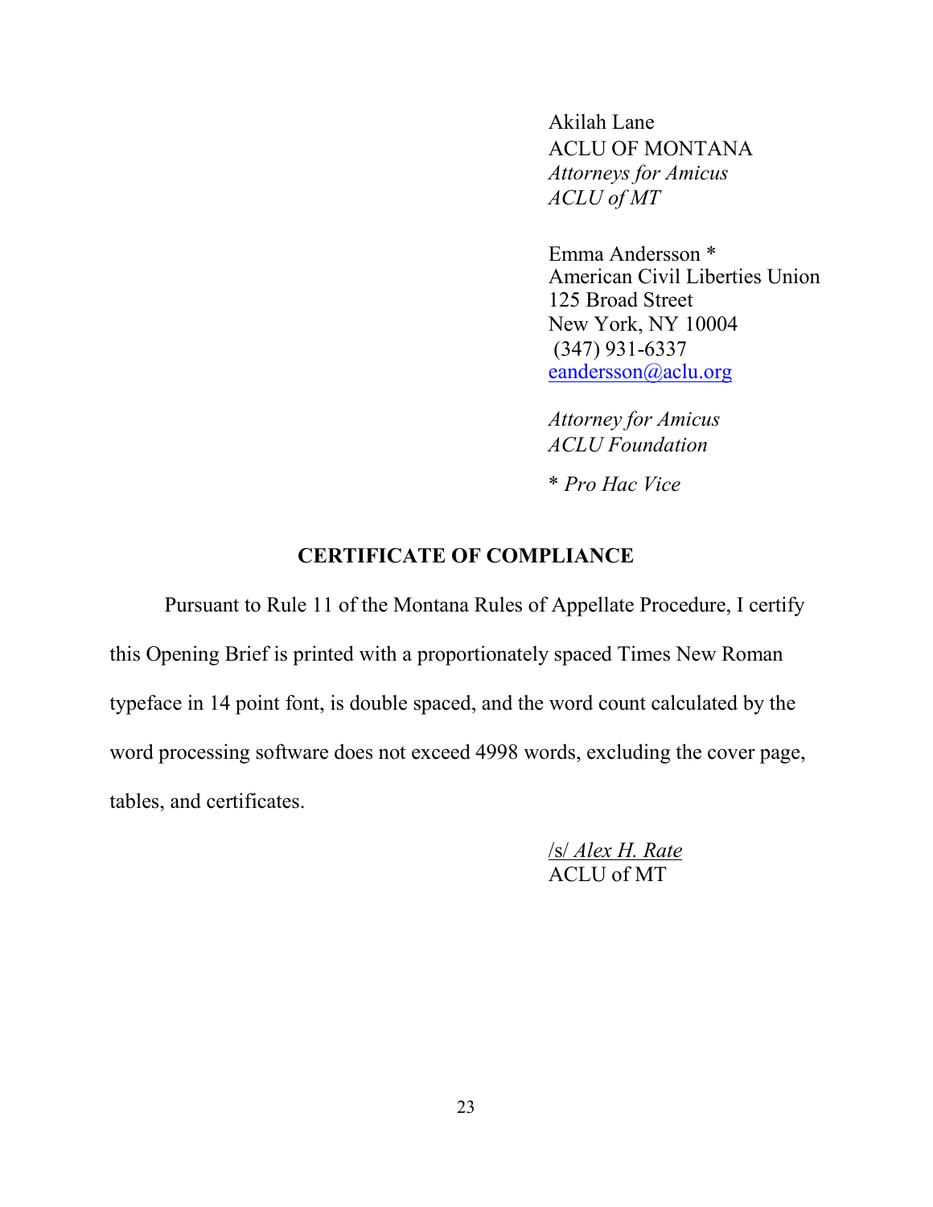Akilah Lane
ACLU OF MONTANA
*Attorneys for Amicus*
*ACLU of MT*

Emma Andersson *
American Civil Liberties Union
125 Broad Street
New York, NY 10004
(347) 931-6337
eandersson@aclu.org

*Attorney for Amicus*
*ACLU Foundation*

* *Pro Hac Vice*

## CERTIFICATE OF COMPLIANCE

Pursuant to Rule 11 of the Montana Rules of Appellate Procedure, I certify this Opening Brief is printed with a proportionately spaced Times New Roman typeface in 14 point font, is double spaced, and the word count calculated by the word processing software does not exceed 4998 words, excluding the cover page, tables, and certificates.

/s/ *Alex H. Rate*
ACLU of MT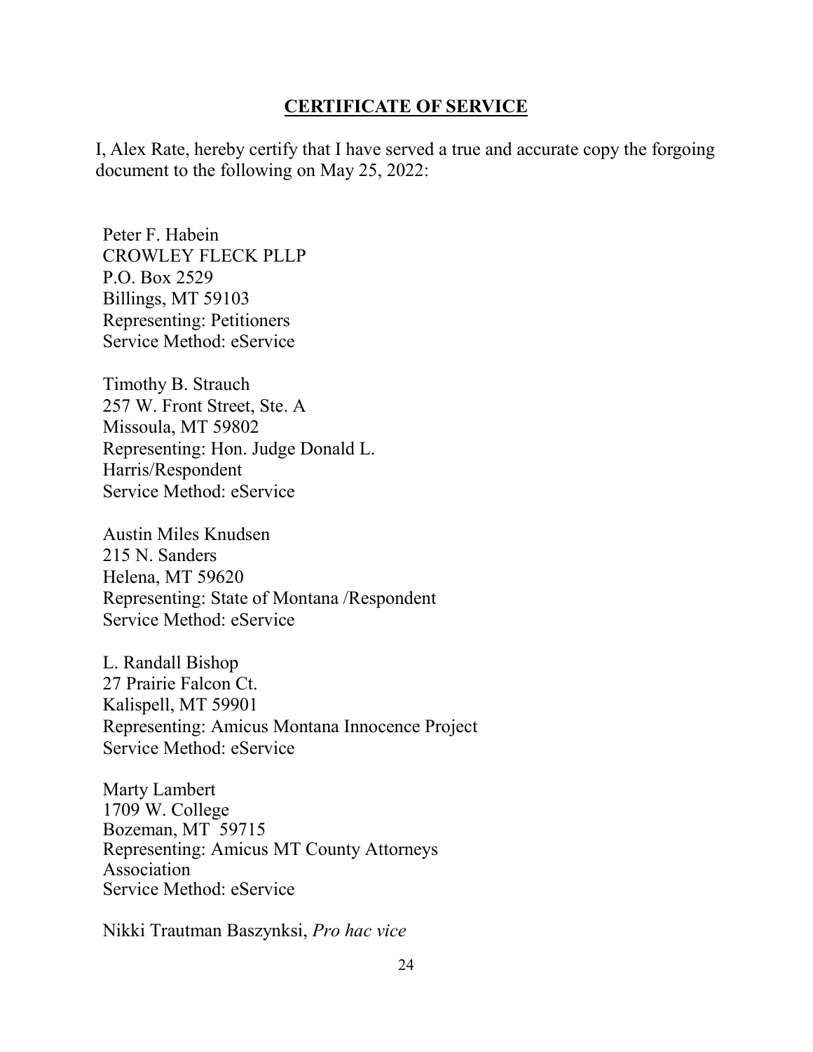## CERTIFICATE OF SERVICE

I, Alex Rate, hereby certify that I have served a true and accurate copy the forgoing document to the following on May 25, 2022:

Peter F. Habein
CROWLEY FLECK PLLP
P.O. Box 2529
Billings, MT 59103
Representing: Petitioners
Service Method: eService

Timothy B. Strauch
257 W. Front Street, Ste. A
Missoula, MT 59802
Representing: Hon. Judge Donald L. Harris/Respondent
Service Method: eService

Austin Miles Knudsen
215 N. Sanders
Helena, MT 59620
Representing: State of Montana /Respondent
Service Method: eService

L. Randall Bishop
27 Prairie Falcon Ct.
Kalispell, MT 59901
Representing: Amicus Montana Innocence Project
Service Method: eService

Marty Lambert
1709 W. College
Bozeman, MT 59715
Representing: Amicus MT County Attorneys Association
Service Method: eService

Nikki Trautman Baszynksi, *Pro hac vice*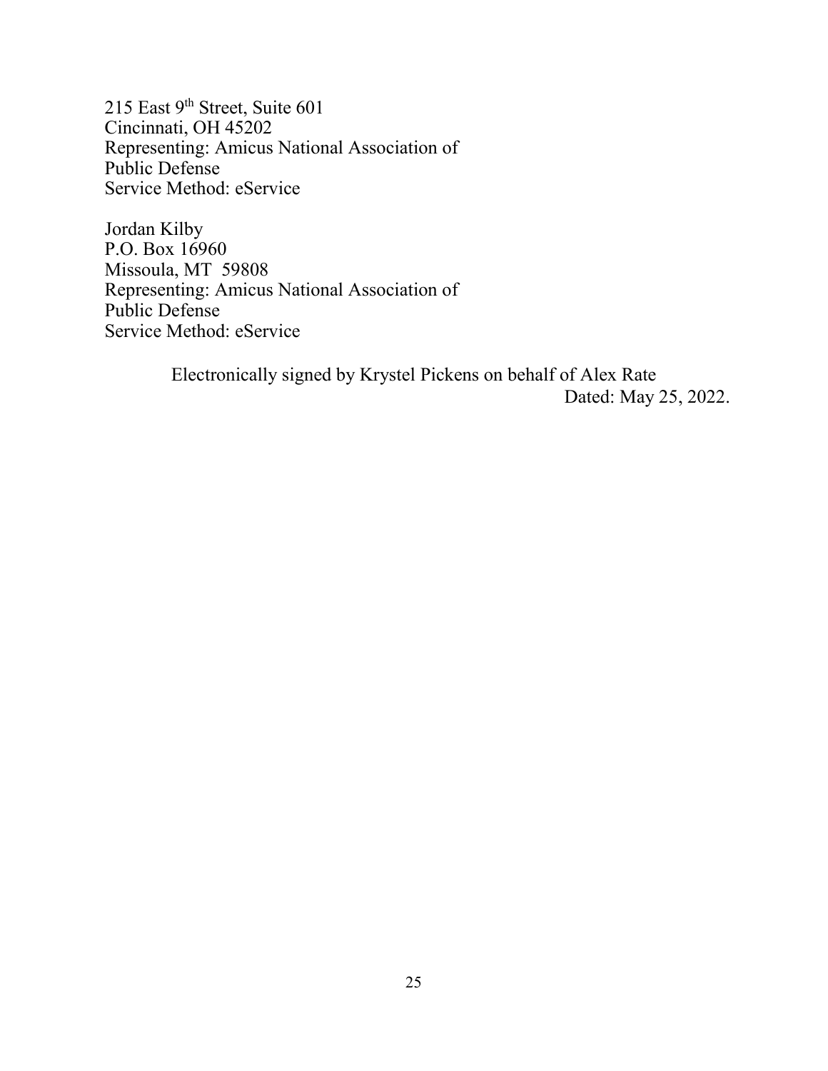215 East 9th Street, Suite 601
Cincinnati, OH 45202
Representing: Amicus National Association of Public Defense
Service Method: eService

Jordan Kilby
P.O. Box 16960
Missoula, MT 59808
Representing: Amicus National Association of Public Defense
Service Method: eService

Electronically signed by Krystel Pickens on behalf of Alex Rate
Dated: May 25, 2022.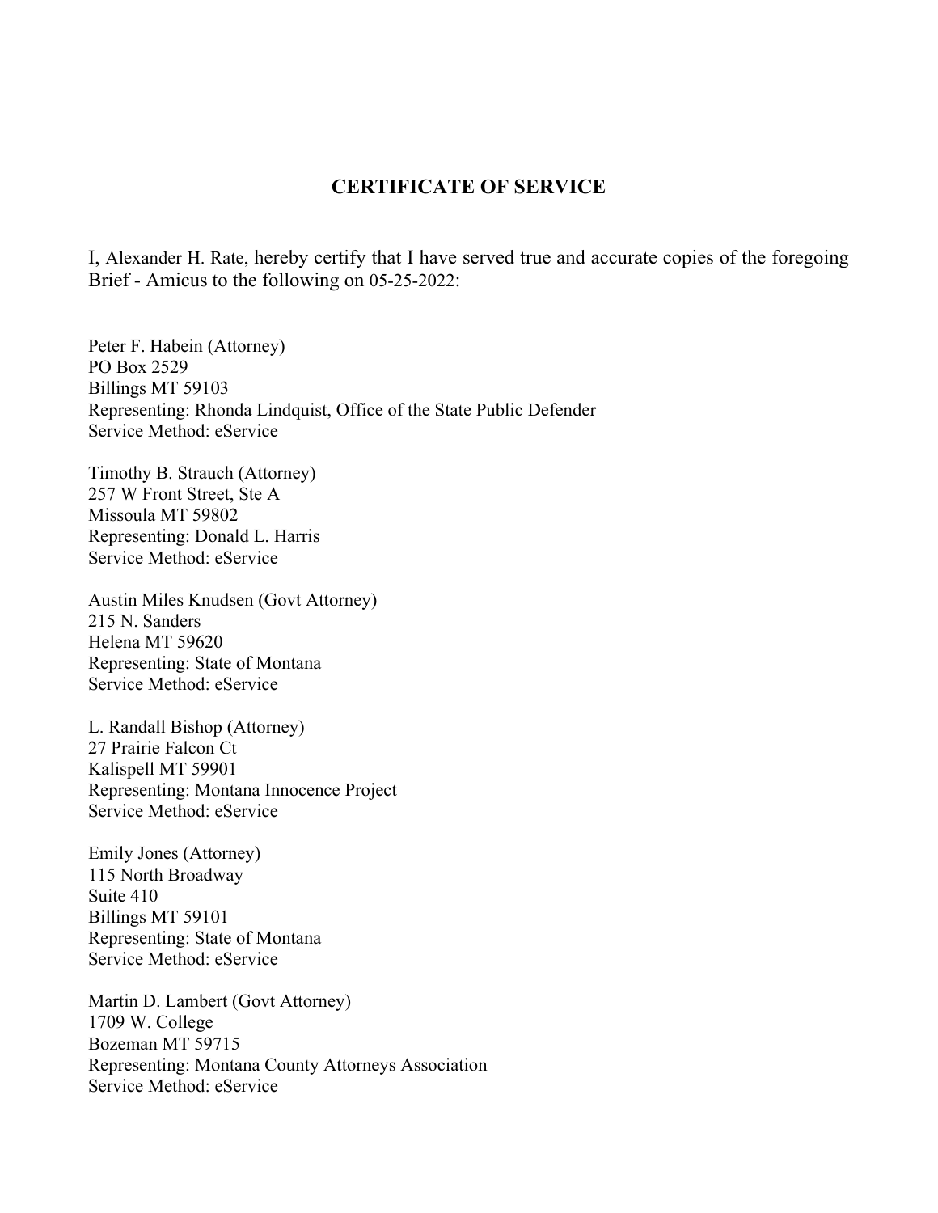## CERTIFICATE OF SERVICE

I, Alexander H. Rate, hereby certify that I have served true and accurate copies of the foregoing Brief - Amicus to the following on 05-25-2022:

Peter F. Habein (Attorney)
PO Box 2529
Billings MT 59103
Representing: Rhonda Lindquist, Office of the State Public Defender
Service Method: eService

Timothy B. Strauch (Attorney)
257 W Front Street, Ste A
Missoula MT 59802
Representing: Donald L. Harris
Service Method: eService

Austin Miles Knudsen (Govt Attorney)
215 N. Sanders
Helena MT 59620
Representing: State of Montana
Service Method: eService

L. Randall Bishop (Attorney)
27 Prairie Falcon Ct
Kalispell MT 59901
Representing: Montana Innocence Project
Service Method: eService

Emily Jones (Attorney)
115 North Broadway
Suite 410
Billings MT 59101
Representing: State of Montana
Service Method: eService

Martin D. Lambert (Govt Attorney)
1709 W. College
Bozeman MT 59715
Representing: Montana County Attorneys Association
Service Method: eService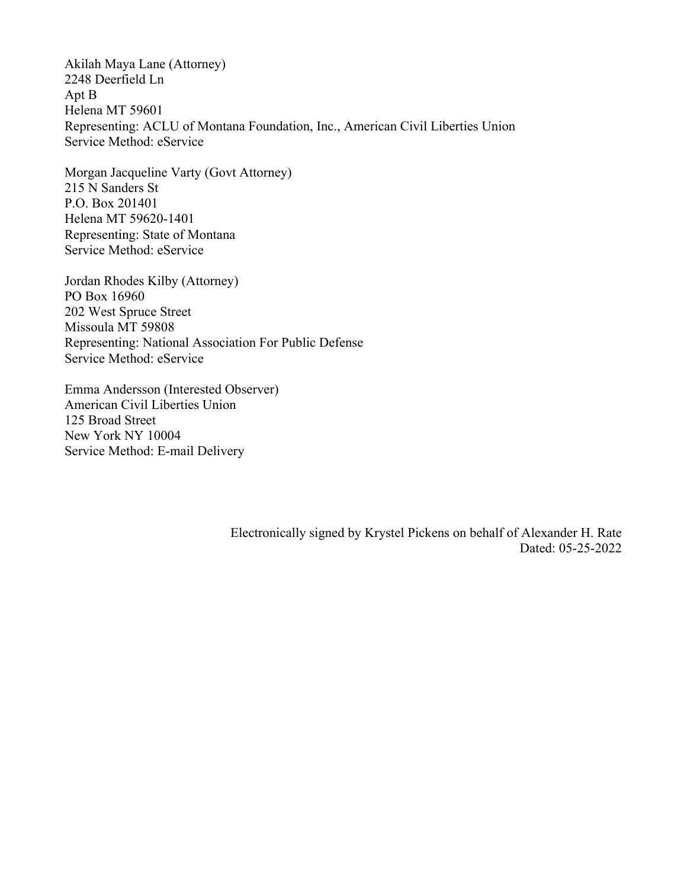Akilah Maya Lane (Attorney)
2248 Deerfield Ln
Apt B
Helena MT 59601
Representing: ACLU of Montana Foundation, Inc., American Civil Liberties Union
Service Method: eService

Morgan Jacqueline Varty (Govt Attorney)
215 N Sanders St
P.O. Box 201401
Helena MT 59620-1401
Representing: State of Montana
Service Method: eService

Jordan Rhodes Kilby (Attorney)
PO Box 16960
202 West Spruce Street
Missoula MT 59808
Representing: National Association For Public Defense
Service Method: eService

Emma Andersson (Interested Observer)
American Civil Liberties Union
125 Broad Street
New York NY 10004
Service Method: E-mail Delivery

Electronically signed by Krystel Pickens on behalf of Alexander H. Rate
Dated: 05-25-2022